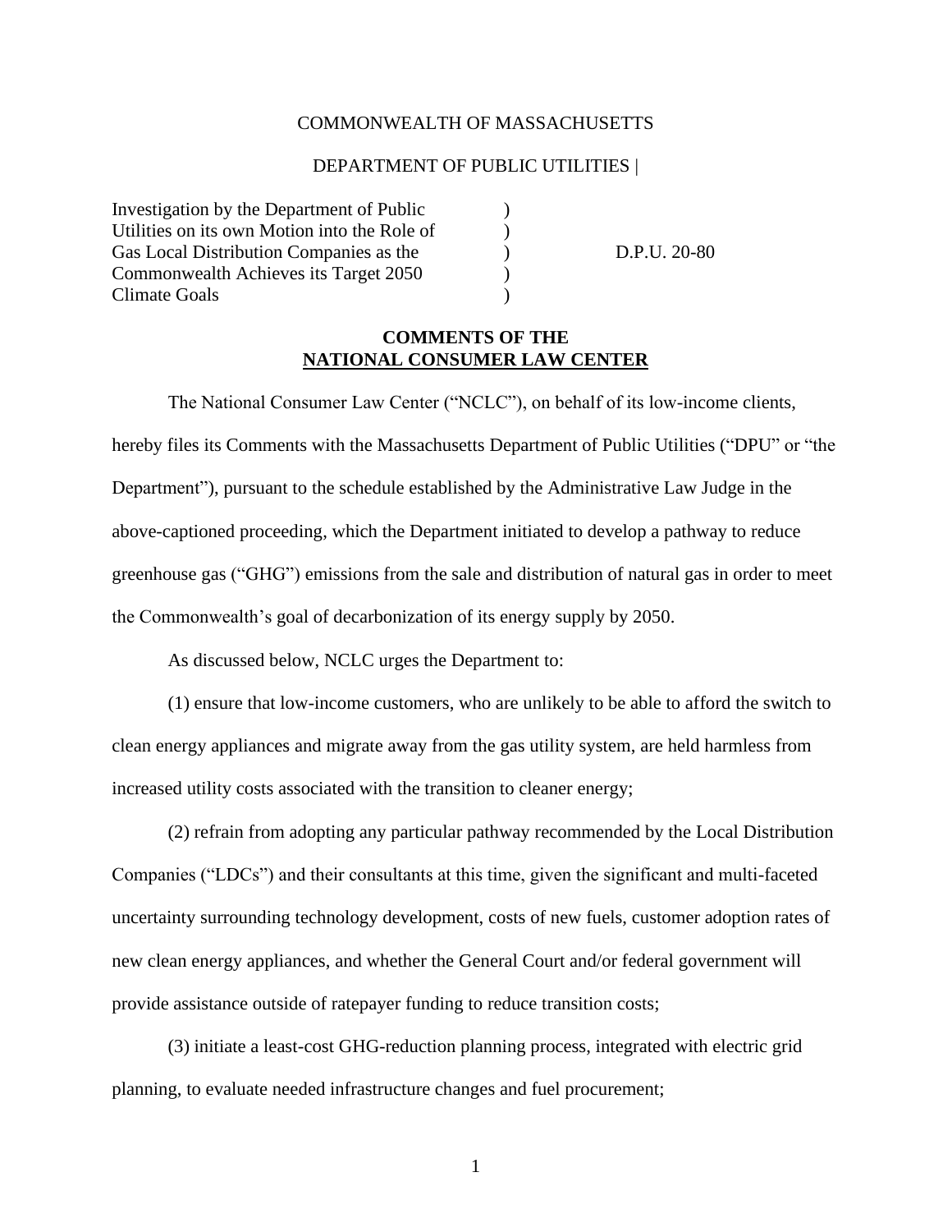COMMONWEALTH OF MASSACHUSETTS

DEPARTMENT OF PUBLIC UTILITIES |

| | | |
|---|---|---|
| Investigation by the Department of Public Utilities on its own Motion into the Role of Gas Local Distribution Companies as the Commonwealth Achieves its Target 2050 Climate Goals | ) ) ) ) ) | D.P.U. 20-80 |

**COMMENTS OF THE**
**NATIONAL CONSUMER LAW CENTER**

The National Consumer Law Center ("NCLC"), on behalf of its low-income clients, hereby files its Comments with the Massachusetts Department of Public Utilities ("DPU" or "the Department"), pursuant to the schedule established by the Administrative Law Judge in the above-captioned proceeding, which the Department initiated to develop a pathway to reduce greenhouse gas ("GHG") emissions from the sale and distribution of natural gas in order to meet the Commonwealth's goal of decarbonization of its energy supply by 2050.

As discussed below, NCLC urges the Department to:

(1) ensure that low-income customers, who are unlikely to be able to afford the switch to clean energy appliances and migrate away from the gas utility system, are held harmless from increased utility costs associated with the transition to cleaner energy;

(2) refrain from adopting any particular pathway recommended by the Local Distribution Companies ("LDCs") and their consultants at this time, given the significant and multi-faceted uncertainty surrounding technology development, costs of new fuels, customer adoption rates of new clean energy appliances, and whether the General Court and/or federal government will provide assistance outside of ratepayer funding to reduce transition costs;

(3) initiate a least-cost GHG-reduction planning process, integrated with electric grid planning, to evaluate needed infrastructure changes and fuel procurement;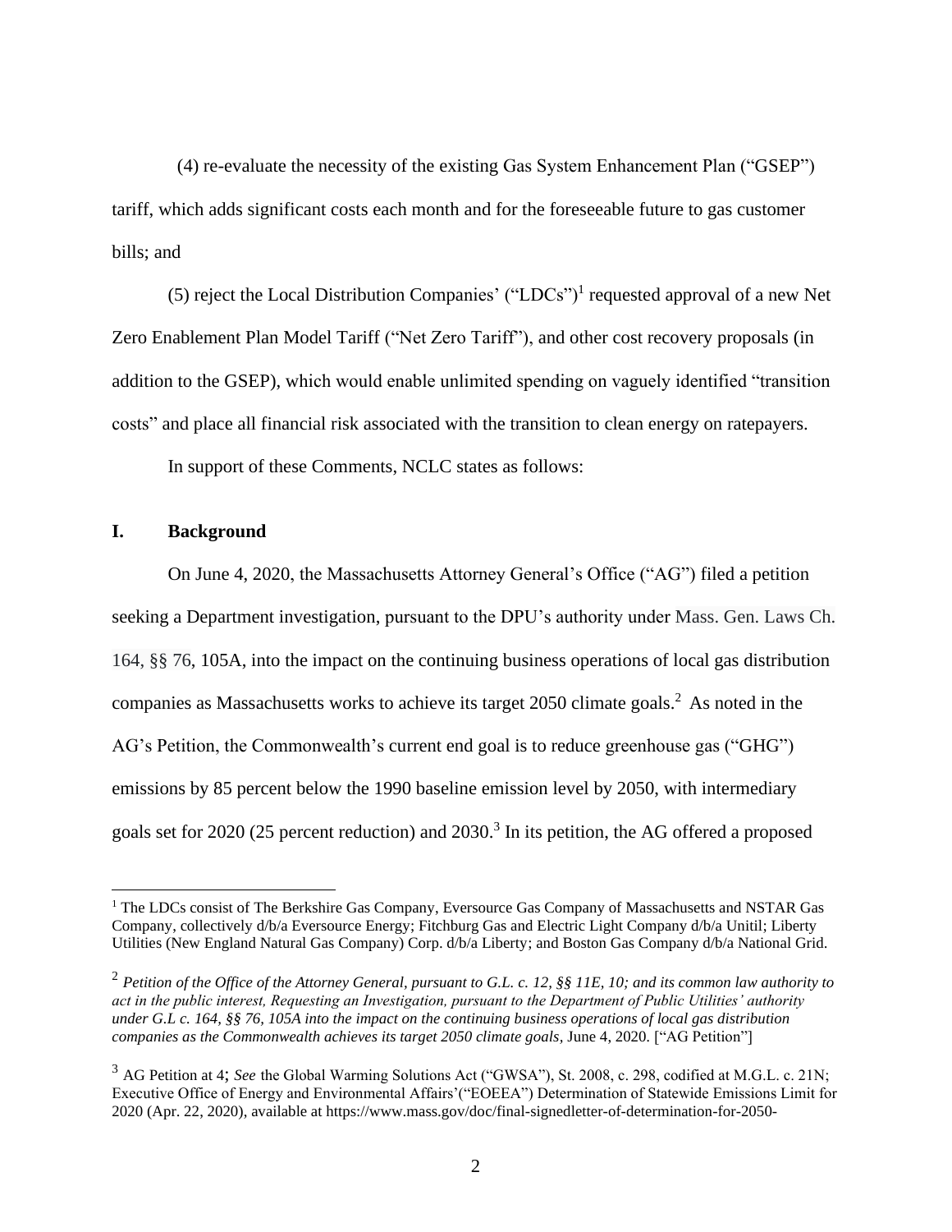(4) re-evaluate the necessity of the existing Gas System Enhancement Plan ("GSEP") tariff, which adds significant costs each month and for the foreseeable future to gas customer bills; and

(5) reject the Local Distribution Companies' ("LDCs")[1] requested approval of a new Net Zero Enablement Plan Model Tariff ("Net Zero Tariff"), and other cost recovery proposals (in addition to the GSEP), which would enable unlimited spending on vaguely identified "transition costs" and place all financial risk associated with the transition to clean energy on ratepayers.

In support of these Comments, NCLC states as follows:

## I. Background

On June 4, 2020, the Massachusetts Attorney General's Office ("AG") filed a petition seeking a Department investigation, pursuant to the DPU's authority under Mass. Gen. Laws Ch. 164, §§ 76, 105A, into the impact on the continuing business operations of local gas distribution companies as Massachusetts works to achieve its target 2050 climate goals.[2] As noted in the AG's Petition, the Commonwealth's current end goal is to reduce greenhouse gas ("GHG") emissions by 85 percent below the 1990 baseline emission level by 2050, with intermediary goals set for 2020 (25 percent reduction) and 2030.[3] In its petition, the AG offered a proposed

---

[1] The LDCs consist of The Berkshire Gas Company, Eversource Gas Company of Massachusetts and NSTAR Gas Company, collectively d/b/a Eversource Energy; Fitchburg Gas and Electric Light Company d/b/a Unitil; Liberty Utilities (New England Natural Gas Company) Corp. d/b/a Liberty; and Boston Gas Company d/b/a National Grid.

[2] *Petition of the Office of the Attorney General, pursuant to G.L. c. 12, §§ 11E, 10; and its common law authority to act in the public interest, Requesting an Investigation, pursuant to the Department of Public Utilities' authority under G.L c. 164, §§ 76, 105A into the impact on the continuing business operations of local gas distribution companies as the Commonwealth achieves its target 2050 climate goals*, June 4, 2020. ["AG Petition"]

[3] AG Petition at 4; *See* the Global Warming Solutions Act ("GWSA"), St. 2008, c. 298, codified at M.G.L. c. 21N; Executive Office of Energy and Environmental Affairs'("EOEEA") Determination of Statewide Emissions Limit for 2020 (Apr. 22, 2020), available at https://www.mass.gov/doc/final-signedletter-of-determination-for-2050-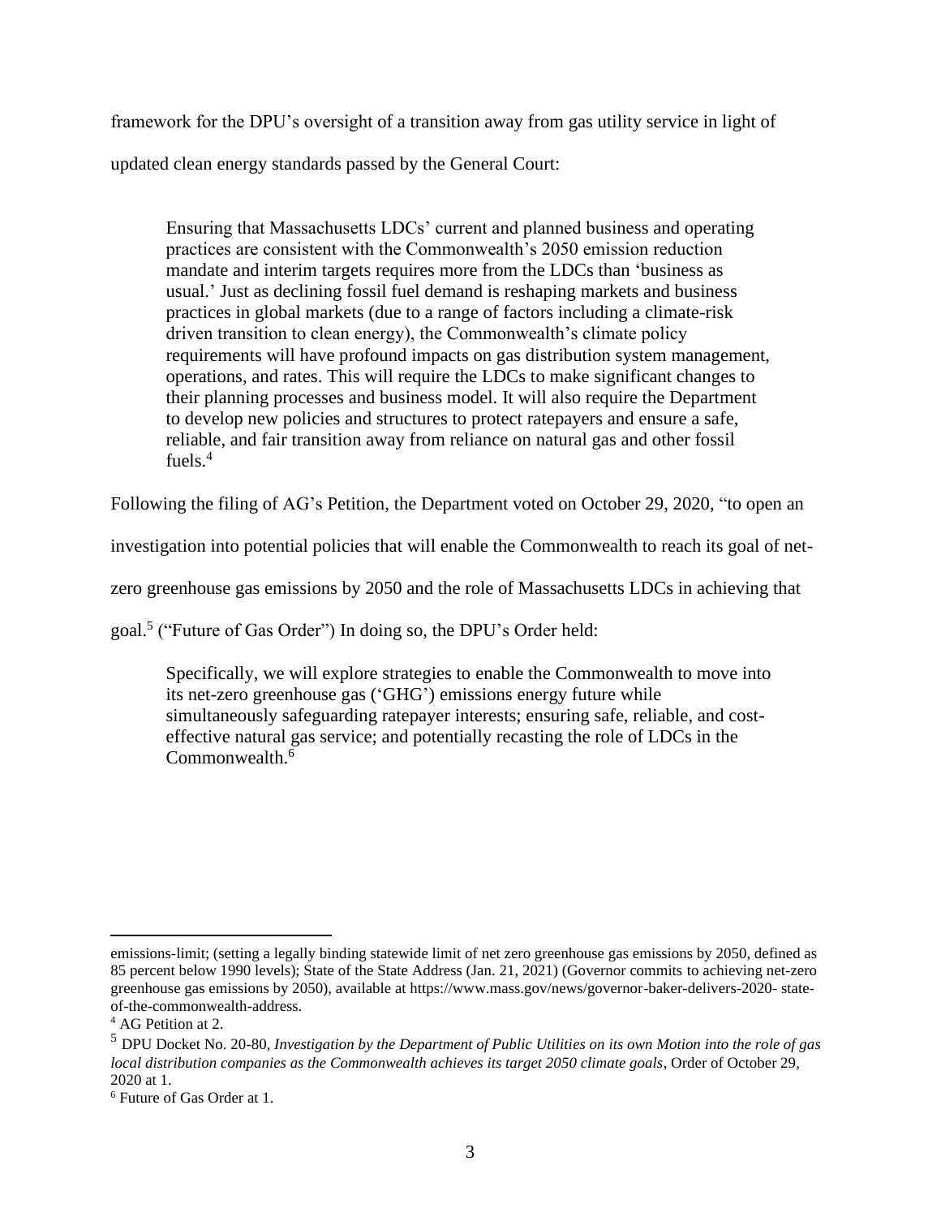framework for the DPU's oversight of a transition away from gas utility service in light of updated clean energy standards passed by the General Court:

> Ensuring that Massachusetts LDCs' current and planned business and operating practices are consistent with the Commonwealth's 2050 emission reduction mandate and interim targets requires more from the LDCs than 'business as usual.' Just as declining fossil fuel demand is reshaping markets and business practices in global markets (due to a range of factors including a climate-risk driven transition to clean energy), the Commonwealth's climate policy requirements will have profound impacts on gas distribution system management, operations, and rates. This will require the LDCs to make significant changes to their planning processes and business model. It will also require the Department to develop new policies and structures to protect ratepayers and ensure a safe, reliable, and fair transition away from reliance on natural gas and other fossil fuels.[4]

Following the filing of AG's Petition, the Department voted on October 29, 2020, "to open an investigation into potential policies that will enable the Commonwealth to reach its goal of net-zero greenhouse gas emissions by 2050 and the role of Massachusetts LDCs in achieving that goal.[5] ("Future of Gas Order") In doing so, the DPU's Order held:

> Specifically, we will explore strategies to enable the Commonwealth to move into its net-zero greenhouse gas ('GHG') emissions energy future while simultaneously safeguarding ratepayer interests; ensuring safe, reliable, and cost-effective natural gas service; and potentially recasting the role of LDCs in the Commonwealth.[6]

---

emissions-limit; (setting a legally binding statewide limit of net zero greenhouse gas emissions by 2050, defined as 85 percent below 1990 levels); State of the State Address (Jan. 21, 2021) (Governor commits to achieving net-zero greenhouse gas emissions by 2050), available at https://www.mass.gov/news/governor-baker-delivers-2020- state-of-the-commonwealth-address.

[4] AG Petition at 2.

[5] DPU Docket No. 20-80, *Investigation by the Department of Public Utilities on its own Motion into the role of gas local distribution companies as the Commonwealth achieves its target 2050 climate goals*, Order of October 29, 2020 at 1.

[6] Future of Gas Order at 1.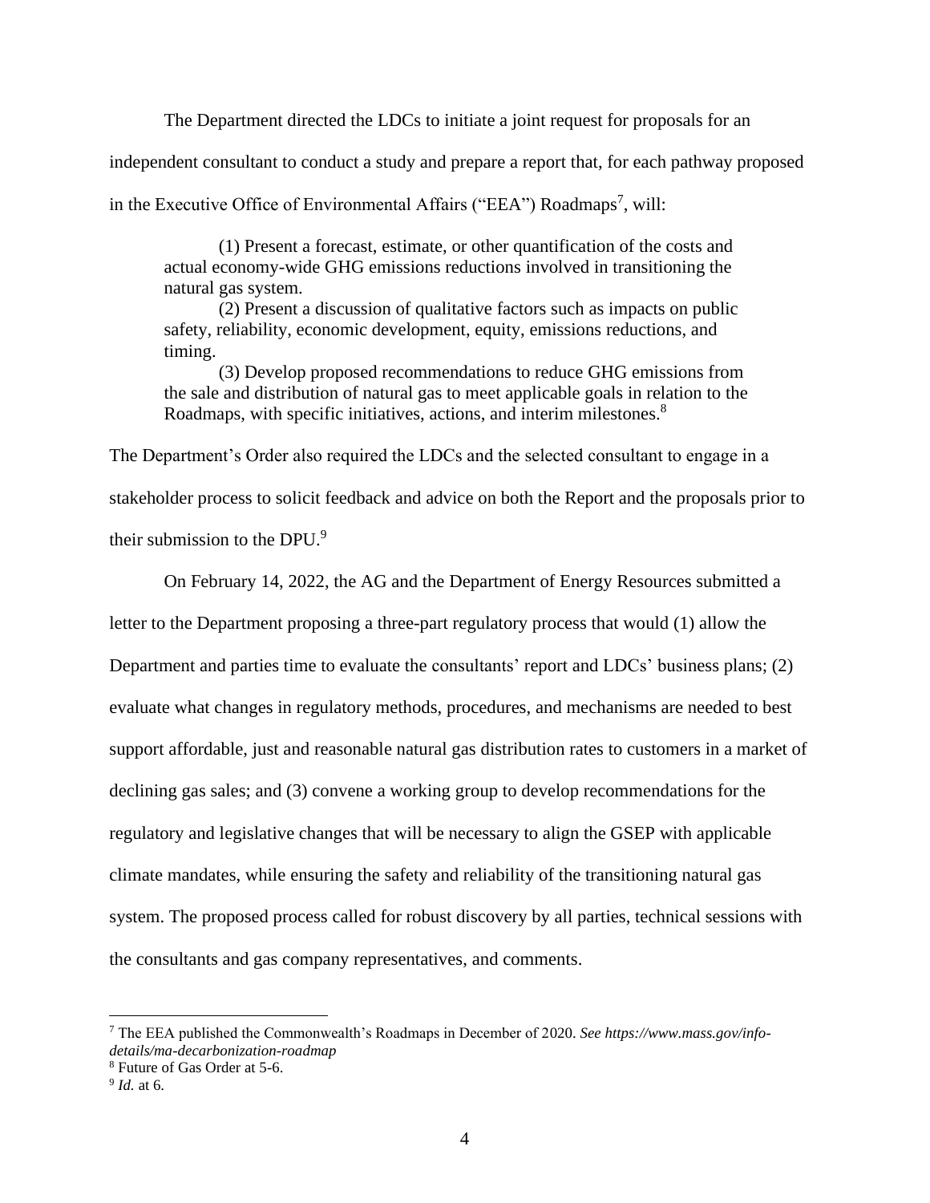The Department directed the LDCs to initiate a joint request for proposals for an independent consultant to conduct a study and prepare a report that, for each pathway proposed in the Executive Office of Environmental Affairs ("EEA") Roadmaps[7], will:

> (1) Present a forecast, estimate, or other quantification of the costs and actual economy-wide GHG emissions reductions involved in transitioning the natural gas system.
>
> (2) Present a discussion of qualitative factors such as impacts on public safety, reliability, economic development, equity, emissions reductions, and timing.
>
> (3) Develop proposed recommendations to reduce GHG emissions from the sale and distribution of natural gas to meet applicable goals in relation to the Roadmaps, with specific initiatives, actions, and interim milestones.[8]

The Department's Order also required the LDCs and the selected consultant to engage in a stakeholder process to solicit feedback and advice on both the Report and the proposals prior to their submission to the DPU.[9]

On February 14, 2022, the AG and the Department of Energy Resources submitted a letter to the Department proposing a three-part regulatory process that would (1) allow the Department and parties time to evaluate the consultants' report and LDCs' business plans; (2) evaluate what changes in regulatory methods, procedures, and mechanisms are needed to best support affordable, just and reasonable natural gas distribution rates to customers in a market of declining gas sales; and (3) convene a working group to develop recommendations for the regulatory and legislative changes that will be necessary to align the GSEP with applicable climate mandates, while ensuring the safety and reliability of the transitioning natural gas system. The proposed process called for robust discovery by all parties, technical sessions with the consultants and gas company representatives, and comments.

---

[7] The EEA published the Commonwealth's Roadmaps in December of 2020. *See https://www.mass.gov/info-details/ma-decarbonization-roadmap*

[8] Future of Gas Order at 5-6.

[9] *Id.* at 6.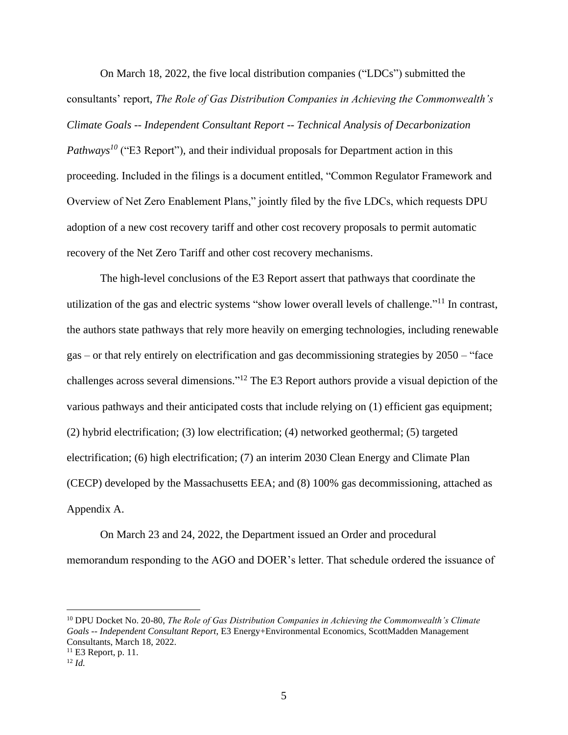On March 18, 2022, the five local distribution companies ("LDCs") submitted the consultants' report, *The Role of Gas Distribution Companies in Achieving the Commonwealth's Climate Goals -- Independent Consultant Report -- Technical Analysis of Decarbonization Pathways*[10] ("E3 Report"), and their individual proposals for Department action in this proceeding. Included in the filings is a document entitled, "Common Regulator Framework and Overview of Net Zero Enablement Plans," jointly filed by the five LDCs, which requests DPU adoption of a new cost recovery tariff and other cost recovery proposals to permit automatic recovery of the Net Zero Tariff and other cost recovery mechanisms.

The high-level conclusions of the E3 Report assert that pathways that coordinate the utilization of the gas and electric systems "show lower overall levels of challenge."[11] In contrast, the authors state pathways that rely more heavily on emerging technologies, including renewable gas – or that rely entirely on electrification and gas decommissioning strategies by 2050 – "face challenges across several dimensions."[12] The E3 Report authors provide a visual depiction of the various pathways and their anticipated costs that include relying on (1) efficient gas equipment; (2) hybrid electrification; (3) low electrification; (4) networked geothermal; (5) targeted electrification; (6) high electrification; (7) an interim 2030 Clean Energy and Climate Plan (CECP) developed by the Massachusetts EEA; and (8) 100% gas decommissioning, attached as Appendix A.

On March 23 and 24, 2022, the Department issued an Order and procedural memorandum responding to the AGO and DOER's letter. That schedule ordered the issuance of

---

[10] DPU Docket No. 20-80, *The Role of Gas Distribution Companies in Achieving the Commonwealth's Climate Goals -- Independent Consultant Report*, E3 Energy+Environmental Economics, ScottMadden Management Consultants, March 18, 2022.

[11] E3 Report, p. 11.

[12] *Id.*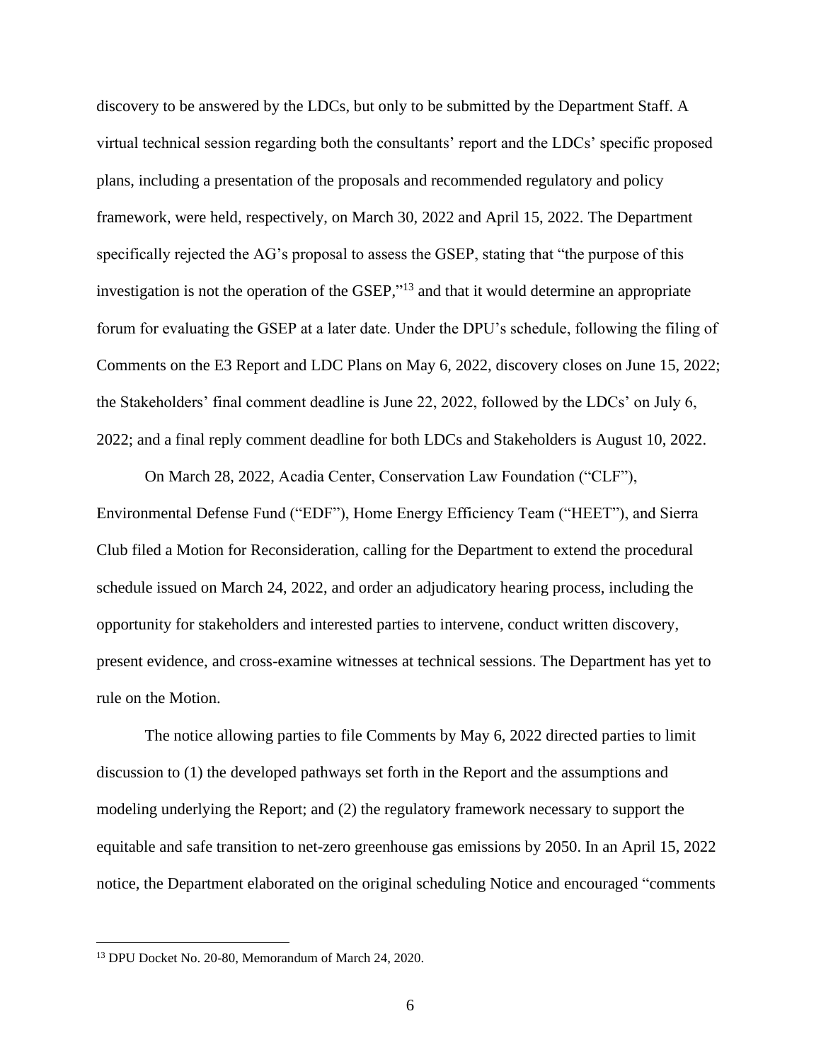discovery to be answered by the LDCs, but only to be submitted by the Department Staff. A virtual technical session regarding both the consultants' report and the LDCs' specific proposed plans, including a presentation of the proposals and recommended regulatory and policy framework, were held, respectively, on March 30, 2022 and April 15, 2022. The Department specifically rejected the AG's proposal to assess the GSEP, stating that "the purpose of this investigation is not the operation of the GSEP,"[13] and that it would determine an appropriate forum for evaluating the GSEP at a later date. Under the DPU's schedule, following the filing of Comments on the E3 Report and LDC Plans on May 6, 2022, discovery closes on June 15, 2022; the Stakeholders' final comment deadline is June 22, 2022, followed by the LDCs' on July 6, 2022; and a final reply comment deadline for both LDCs and Stakeholders is August 10, 2022.

On March 28, 2022, Acadia Center, Conservation Law Foundation ("CLF"), Environmental Defense Fund ("EDF"), Home Energy Efficiency Team ("HEET"), and Sierra Club filed a Motion for Reconsideration, calling for the Department to extend the procedural schedule issued on March 24, 2022, and order an adjudicatory hearing process, including the opportunity for stakeholders and interested parties to intervene, conduct written discovery, present evidence, and cross-examine witnesses at technical sessions. The Department has yet to rule on the Motion.

The notice allowing parties to file Comments by May 6, 2022 directed parties to limit discussion to (1) the developed pathways set forth in the Report and the assumptions and modeling underlying the Report; and (2) the regulatory framework necessary to support the equitable and safe transition to net-zero greenhouse gas emissions by 2050. In an April 15, 2022 notice, the Department elaborated on the original scheduling Notice and encouraged "comments

---

[13] DPU Docket No. 20-80, Memorandum of March 24, 2020.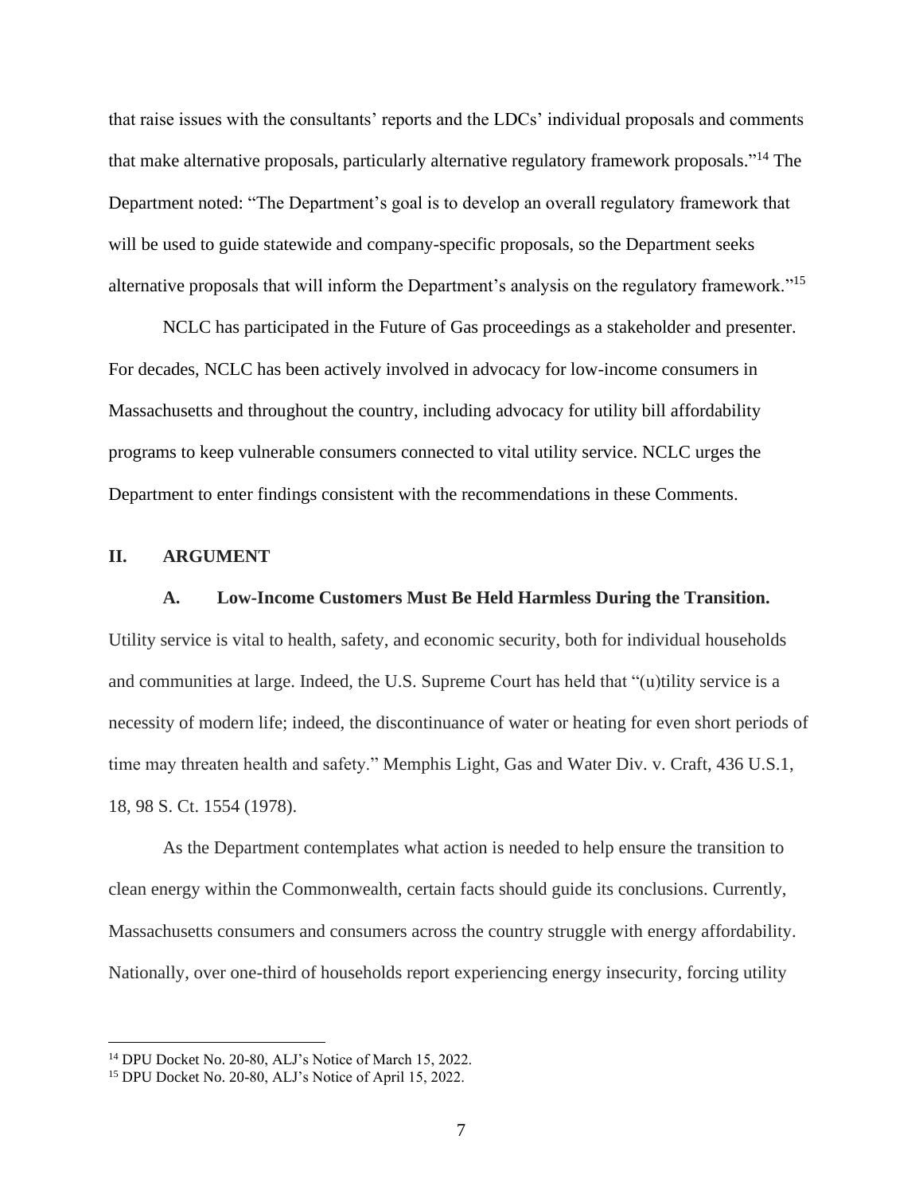that raise issues with the consultants' reports and the LDCs' individual proposals and comments that make alternative proposals, particularly alternative regulatory framework proposals."[14] The Department noted: "The Department's goal is to develop an overall regulatory framework that will be used to guide statewide and company-specific proposals, so the Department seeks alternative proposals that will inform the Department's analysis on the regulatory framework."[15]

NCLC has participated in the Future of Gas proceedings as a stakeholder and presenter. For decades, NCLC has been actively involved in advocacy for low-income consumers in Massachusetts and throughout the country, including advocacy for utility bill affordability programs to keep vulnerable consumers connected to vital utility service. NCLC urges the Department to enter findings consistent with the recommendations in these Comments.

## II. ARGUMENT

### A. Low-Income Customers Must Be Held Harmless During the Transition.

Utility service is vital to health, safety, and economic security, both for individual households and communities at large. Indeed, the U.S. Supreme Court has held that "(u)tility service is a necessity of modern life; indeed, the discontinuance of water or heating for even short periods of time may threaten health and safety." Memphis Light, Gas and Water Div. v. Craft, 436 U.S.1, 18, 98 S. Ct. 1554 (1978).

As the Department contemplates what action is needed to help ensure the transition to clean energy within the Commonwealth, certain facts should guide its conclusions. Currently, Massachusetts consumers and consumers across the country struggle with energy affordability. Nationally, over one-third of households report experiencing energy insecurity, forcing utility

[14] DPU Docket No. 20-80, ALJ's Notice of March 15, 2022.

[15] DPU Docket No. 20-80, ALJ's Notice of April 15, 2022.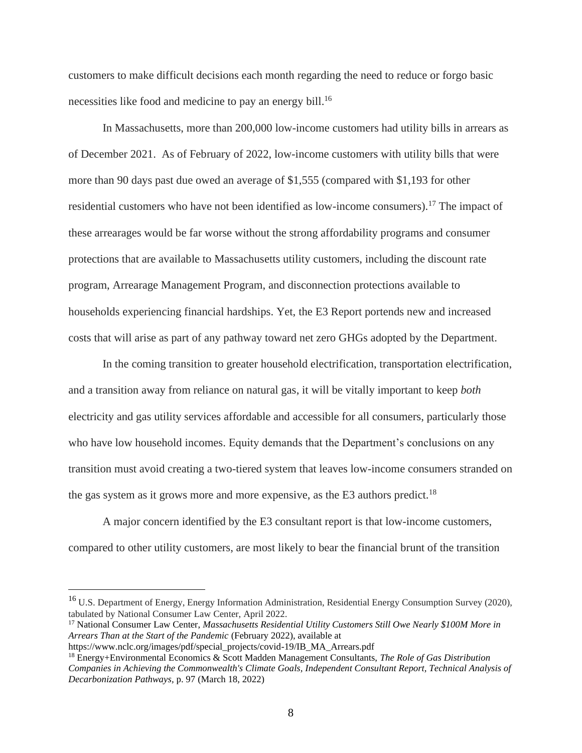customers to make difficult decisions each month regarding the need to reduce or forgo basic necessities like food and medicine to pay an energy bill.[16]

In Massachusetts, more than 200,000 low-income customers had utility bills in arrears as of December 2021. As of February of 2022, low-income customers with utility bills that were more than 90 days past due owed an average of $1,555 (compared with $1,193 for other residential customers who have not been identified as low-income consumers).[17] The impact of these arrearages would be far worse without the strong affordability programs and consumer protections that are available to Massachusetts utility customers, including the discount rate program, Arrearage Management Program, and disconnection protections available to households experiencing financial hardships. Yet, the E3 Report portends new and increased costs that will arise as part of any pathway toward net zero GHGs adopted by the Department.

In the coming transition to greater household electrification, transportation electrification, and a transition away from reliance on natural gas, it will be vitally important to keep *both* electricity and gas utility services affordable and accessible for all consumers, particularly those who have low household incomes. Equity demands that the Department's conclusions on any transition must avoid creating a two-tiered system that leaves low-income consumers stranded on the gas system as it grows more and more expensive, as the E3 authors predict.[18]

A major concern identified by the E3 consultant report is that low-income customers, compared to other utility customers, are most likely to bear the financial brunt of the transition

---

[16] U.S. Department of Energy, Energy Information Administration, Residential Energy Consumption Survey (2020), tabulated by National Consumer Law Center, April 2022.

[17] National Consumer Law Center, *Massachusetts Residential Utility Customers Still Owe Nearly $100M More in Arrears Than at the Start of the Pandemic* (February 2022), available at https://www.nclc.org/images/pdf/special_projects/covid-19/IB_MA_Arrears.pdf

[18] Energy+Environmental Economics & Scott Madden Management Consultants, *The Role of Gas Distribution Companies in Achieving the Commonwealth's Climate Goals, Independent Consultant Report, Technical Analysis of Decarbonization Pathways*, p. 97 (March 18, 2022)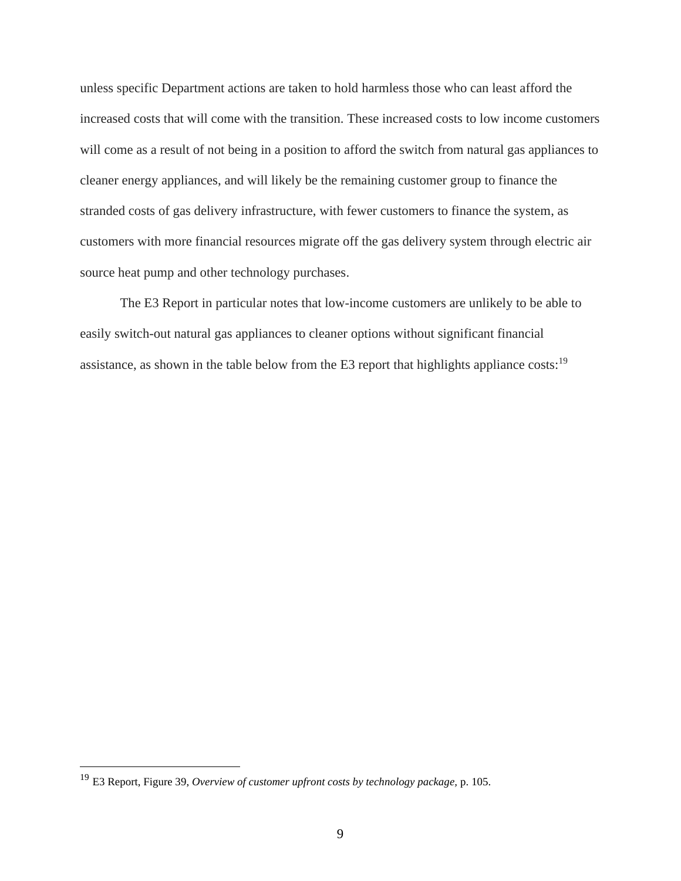unless specific Department actions are taken to hold harmless those who can least afford the increased costs that will come with the transition. These increased costs to low income customers will come as a result of not being in a position to afford the switch from natural gas appliances to cleaner energy appliances, and will likely be the remaining customer group to finance the stranded costs of gas delivery infrastructure, with fewer customers to finance the system, as customers with more financial resources migrate off the gas delivery system through electric air source heat pump and other technology purchases.

The E3 Report in particular notes that low-income customers are unlikely to be able to easily switch-out natural gas appliances to cleaner options without significant financial assistance, as shown in the table below from the E3 report that highlights appliance costs:[19]

[19] E3 Report, Figure 39, *Overview of customer upfront costs by technology package*, p. 105.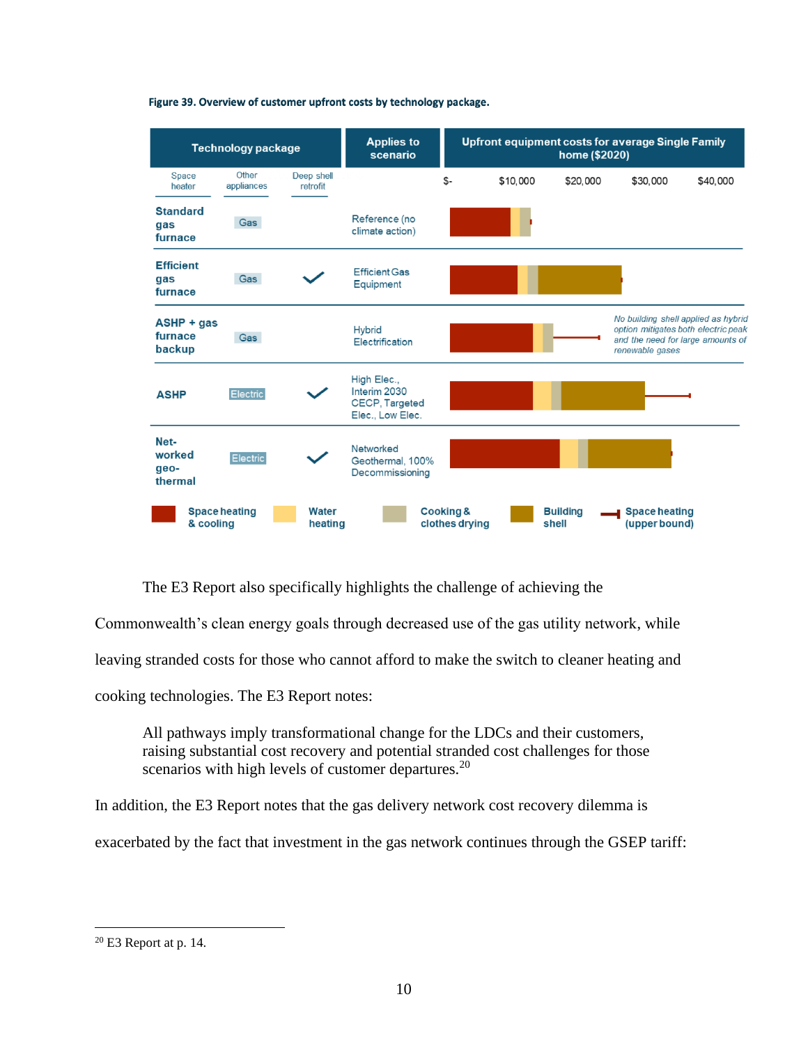**Figure 39. Overview of customer upfront costs by technology package.**

| Technology package | Space heater | Other appliances | Deep shell retrofit | Applies to scenario |
|---|---|---|---|---|
| Standard gas furnace | | Gas | | Reference (no climate action) |
| Efficient gas furnace | | Gas | ✓ | Efficient Gas Equipment |
| ASHP + gas furnace backup | | Gas | | Hybrid Electrification |
| ASHP | | Electric | ✓ | High Elec., Interim 2030 CECP, Targeted Elec., Low Elec. |
| Networked geo-thermal | | Electric | ✓ | Networked Geothermal, 100% Decommissioning |

Upfront equipment costs for average Single Family home ($2020): $-, $10,000, $20,000, $30,000, $40,000

*No building shell applied as hybrid option mitigates both electric peak and the need for large amounts of renewable gases*

Legend: Space heating & cooling; Water heating; Cooking & clothes drying; Building shell; Space heating (upper bound)

The E3 Report also specifically highlights the challenge of achieving the Commonwealth's clean energy goals through decreased use of the gas utility network, while leaving stranded costs for those who cannot afford to make the switch to cleaner heating and cooking technologies. The E3 Report notes:

> All pathways imply transformational change for the LDCs and their customers, raising substantial cost recovery and potential stranded cost challenges for those scenarios with high levels of customer departures.[20]

In addition, the E3 Report notes that the gas delivery network cost recovery dilemma is exacerbated by the fact that investment in the gas network continues through the GSEP tariff:

[20] E3 Report at p. 14.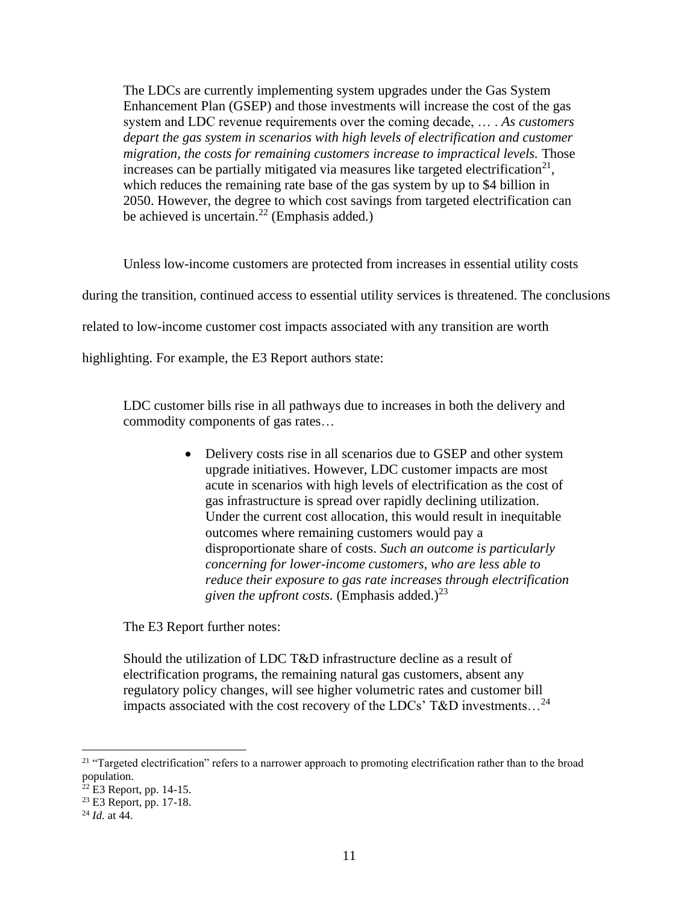> The LDCs are currently implementing system upgrades under the Gas System Enhancement Plan (GSEP) and those investments will increase the cost of the gas system and LDC revenue requirements over the coming decade, … . *As customers depart the gas system in scenarios with high levels of electrification and customer migration, the costs for remaining customers increase to impractical levels.* Those increases can be partially mitigated via measures like targeted electrification[21], which reduces the remaining rate base of the gas system by up to $4 billion in 2050. However, the degree to which cost savings from targeted electrification can be achieved is uncertain.[22] (Emphasis added.)

Unless low-income customers are protected from increases in essential utility costs during the transition, continued access to essential utility services is threatened. The conclusions related to low-income customer cost impacts associated with any transition are worth highlighting. For example, the E3 Report authors state:

> LDC customer bills rise in all pathways due to increases in both the delivery and commodity components of gas rates…
>
> - Delivery costs rise in all scenarios due to GSEP and other system upgrade initiatives. However, LDC customer impacts are most acute in scenarios with high levels of electrification as the cost of gas infrastructure is spread over rapidly declining utilization. Under the current cost allocation, this would result in inequitable outcomes where remaining customers would pay a disproportionate share of costs. *Such an outcome is particularly concerning for lower-income customers, who are less able to reduce their exposure to gas rate increases through electrification given the upfront costs.* (Emphasis added.)[23]
>
> The E3 Report further notes:
>
> Should the utilization of LDC T&D infrastructure decline as a result of electrification programs, the remaining natural gas customers, absent any regulatory policy changes, will see higher volumetric rates and customer bill impacts associated with the cost recovery of the LDCs' T&D investments…[24]

---

[21] "Targeted electrification" refers to a narrower approach to promoting electrification rather than to the broad population.

[22] E3 Report, pp. 14-15.

[23] E3 Report, pp. 17-18.

[24] *Id.* at 44.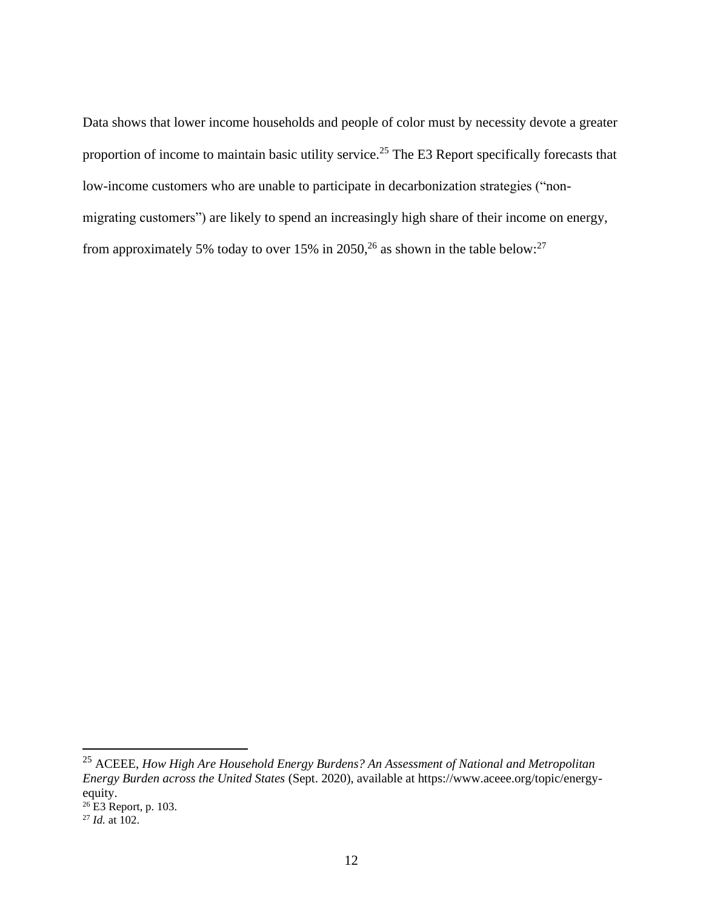Data shows that lower income households and people of color must by necessity devote a greater proportion of income to maintain basic utility service.[25] The E3 Report specifically forecasts that low-income customers who are unable to participate in decarbonization strategies ("non-migrating customers") are likely to spend an increasingly high share of their income on energy, from approximately 5% today to over 15% in 2050,[26] as shown in the table below:[27]

---

[25] ACEEE, *How High Are Household Energy Burdens? An Assessment of National and Metropolitan Energy Burden across the United States* (Sept. 2020), available at https://www.aceee.org/topic/energy-equity.

[26] E3 Report, p. 103.

[27] *Id.* at 102.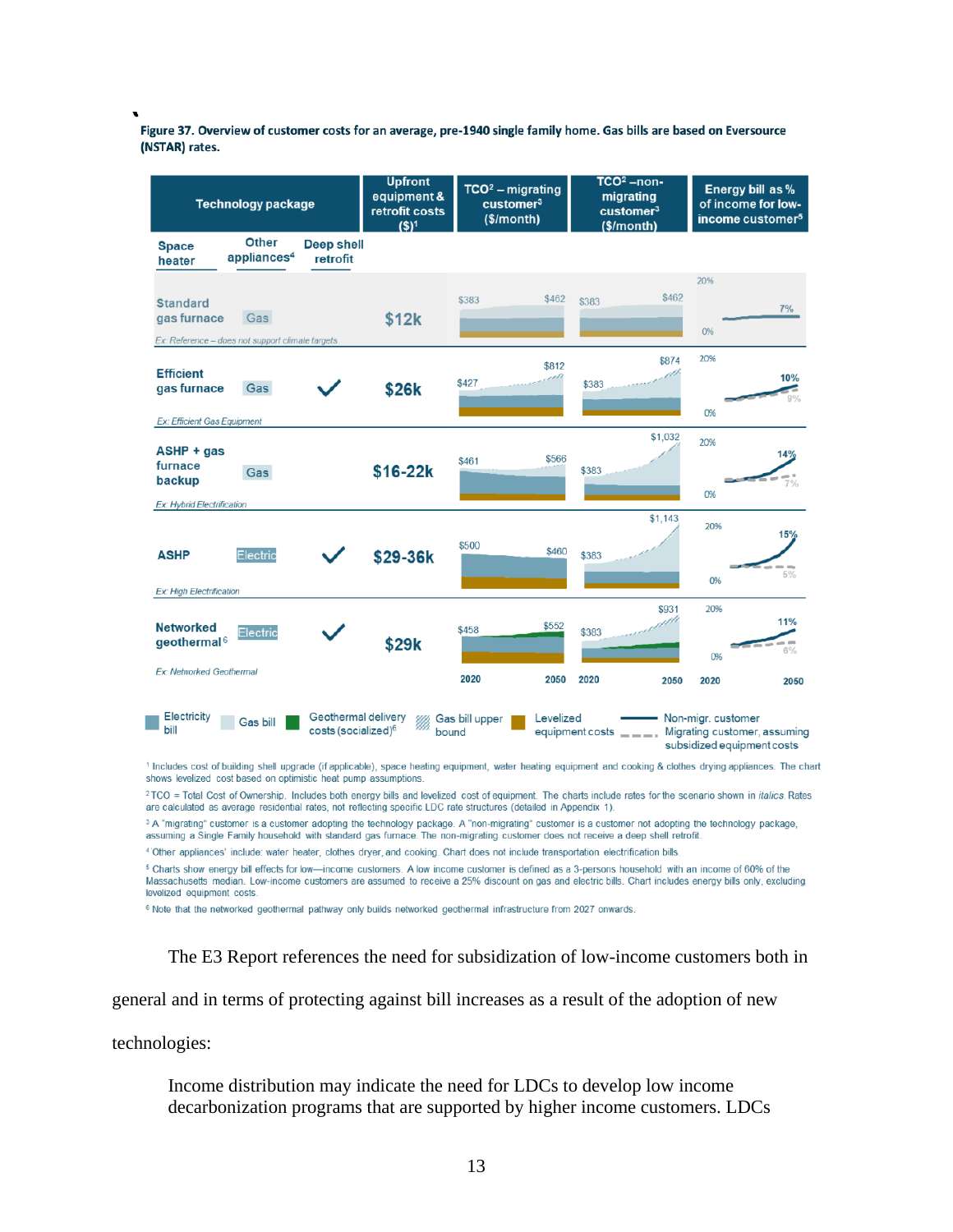**Figure 37. Overview of customer costs for an average, pre-1940 single family home. Gas bills are based on Eversource (NSTAR) rates.**

| Technology package | | | Upfront equipment & retrofit costs ($)[1] | $TCO^2$ – migrating customer[3] ($/month) | $TCO^2$ – non-migrating customer[3] ($/month) | Energy bill as % of income for low-income customer[5] |
|---|---|---|---|---|---|---|
| Space heater | Other appliances[4] | Deep shell retrofit | | | | |
| Standard gas furnace (Ex: Reference – does not support climate targets) | Gas | | $12k | $383 → $462 | $383 → $462 | 7% |
| Efficient gas furnace (Ex: Efficient Gas Equipment) | Gas | ✓ | $26k | $427 → $812 | $383 → $874 | 10% / 9% |
| ASHP + gas furnace backup (Ex: Hybrid Electrification) | Gas | | $16-22k | $461 → $566 | $383 → $1,032 | 14% / 7% |
| ASHP (Ex: High Electrification) | Electric | ✓ | $29-36k | $500 → $460 | $383 → $1,143 | 15% / 5% |
| Networked geothermal[6] (Ex: Networked Geothermal) | Electric | ✓ | $29k | $458 → $552 | $383 → $931 | 11% / 6% |

Chart axes: 2020–2050; energy bill % axis 0%–20%.

Legend: Electricity bill; Gas bill; Geothermal delivery costs (socialized)[6]; Gas bill upper bound; Levelized equipment costs; Non-migr. customer; Migrating customer, assuming subsidized equipment costs

[1] Includes cost of building shell upgrade (if applicable), space heating equipment, water heating equipment and cooking & clothes drying appliances. The chart shows levelized cost based on optimistic heat pump assumptions.

[2] TCO = Total Cost of Ownership. Includes both energy bills and levelized cost of equipment. The charts include rates for the scenario shown in *italics*. Rates are calculated as average residential rates, not reflecting specific LDC rate structures (detailed in Appendix 1).

[3] A "migrating" customer is a customer adopting the technology package. A "non-migrating" customer is a customer not adopting the technology package, assuming a Single Family household with standard gas furnace. The non-migrating customer does not receive a deep shell retrofit.

[4] 'Other appliances' include: water heater, clothes dryer, and cooking. Chart does not include transportation electrification bills.

[5] Charts show energy bill effects for low—income customers. A low income customer is defined as a 3-persons household with an income of 60% of the Massachusetts median. Low-income customers are assumed to receive a 25% discount on gas and electric bills. Chart includes energy bills only, excluding levelized equipment costs.

[6] Note that the networked geothermal pathway only builds networked geothermal infrastructure from 2027 onwards.

The E3 Report references the need for subsidization of low-income customers both in general and in terms of protecting against bill increases as a result of the adoption of new technologies:

> Income distribution may indicate the need for LDCs to develop low income decarbonization programs that are supported by higher income customers. LDCs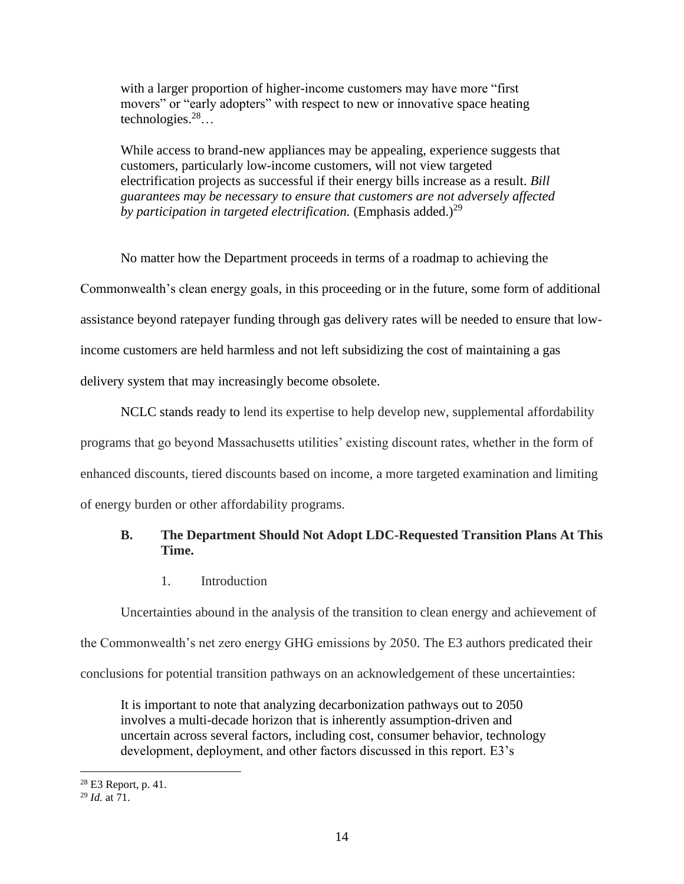> with a larger proportion of higher-income customers may have more "first movers" or "early adopters" with respect to new or innovative space heating technologies.[28]…
>
> While access to brand-new appliances may be appealing, experience suggests that customers, particularly low-income customers, will not view targeted electrification projects as successful if their energy bills increase as a result. *Bill guarantees may be necessary to ensure that customers are not adversely affected by participation in targeted electrification.* (Emphasis added.)[29]

No matter how the Department proceeds in terms of a roadmap to achieving the Commonwealth's clean energy goals, in this proceeding or in the future, some form of additional assistance beyond ratepayer funding through gas delivery rates will be needed to ensure that low-income customers are held harmless and not left subsidizing the cost of maintaining a gas delivery system that may increasingly become obsolete.

NCLC stands ready to lend its expertise to help develop new, supplemental affordability programs that go beyond Massachusetts utilities' existing discount rates, whether in the form of enhanced discounts, tiered discounts based on income, a more targeted examination and limiting of energy burden or other affordability programs.

### B. The Department Should Not Adopt LDC-Requested Transition Plans At This Time.

#### 1. Introduction

Uncertainties abound in the analysis of the transition to clean energy and achievement of the Commonwealth's net zero energy GHG emissions by 2050. The E3 authors predicated their conclusions for potential transition pathways on an acknowledgement of these uncertainties:

> It is important to note that analyzing decarbonization pathways out to 2050 involves a multi-decade horizon that is inherently assumption-driven and uncertain across several factors, including cost, consumer behavior, technology development, deployment, and other factors discussed in this report. E3's

---

[28] E3 Report, p. 41.

[29] *Id.* at 71.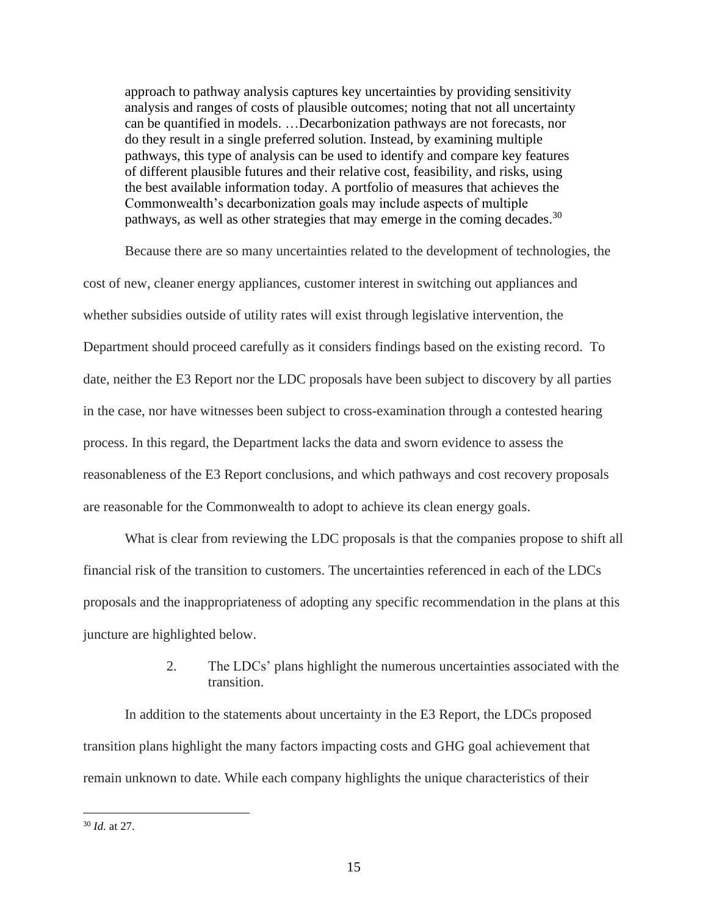> approach to pathway analysis captures key uncertainties by providing sensitivity analysis and ranges of costs of plausible outcomes; noting that not all uncertainty can be quantified in models. …Decarbonization pathways are not forecasts, nor do they result in a single preferred solution. Instead, by examining multiple pathways, this type of analysis can be used to identify and compare key features of different plausible futures and their relative cost, feasibility, and risks, using the best available information today. A portfolio of measures that achieves the Commonwealth's decarbonization goals may include aspects of multiple pathways, as well as other strategies that may emerge in the coming decades.[30]

Because there are so many uncertainties related to the development of technologies, the cost of new, cleaner energy appliances, customer interest in switching out appliances and whether subsidies outside of utility rates will exist through legislative intervention, the Department should proceed carefully as it considers findings based on the existing record. To date, neither the E3 Report nor the LDC proposals have been subject to discovery by all parties in the case, nor have witnesses been subject to cross-examination through a contested hearing process. In this regard, the Department lacks the data and sworn evidence to assess the reasonableness of the E3 Report conclusions, and which pathways and cost recovery proposals are reasonable for the Commonwealth to adopt to achieve its clean energy goals.

What is clear from reviewing the LDC proposals is that the companies propose to shift all financial risk of the transition to customers. The uncertainties referenced in each of the LDCs proposals and the inappropriateness of adopting any specific recommendation in the plans at this juncture are highlighted below.

2. The LDCs' plans highlight the numerous uncertainties associated with the transition.

In addition to the statements about uncertainty in the E3 Report, the LDCs proposed transition plans highlight the many factors impacting costs and GHG goal achievement that remain unknown to date. While each company highlights the unique characteristics of their

---

[30] *Id.* at 27.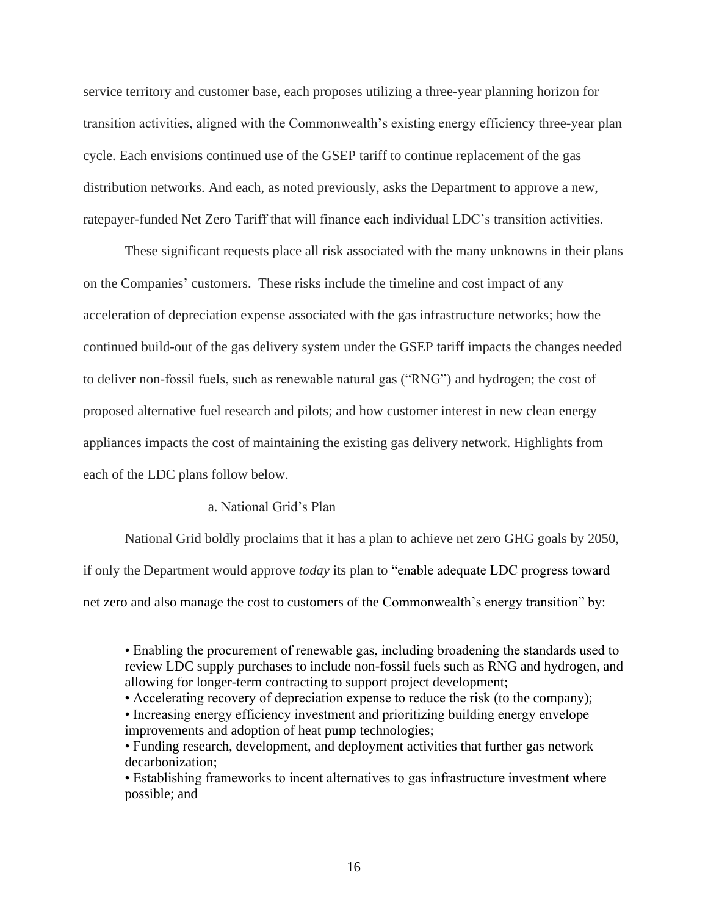service territory and customer base, each proposes utilizing a three-year planning horizon for transition activities, aligned with the Commonwealth's existing energy efficiency three-year plan cycle. Each envisions continued use of the GSEP tariff to continue replacement of the gas distribution networks. And each, as noted previously, asks the Department to approve a new, ratepayer-funded Net Zero Tariff that will finance each individual LDC's transition activities.

These significant requests place all risk associated with the many unknowns in their plans on the Companies' customers. These risks include the timeline and cost impact of any acceleration of depreciation expense associated with the gas infrastructure networks; how the continued build-out of the gas delivery system under the GSEP tariff impacts the changes needed to deliver non-fossil fuels, such as renewable natural gas ("RNG") and hydrogen; the cost of proposed alternative fuel research and pilots; and how customer interest in new clean energy appliances impacts the cost of maintaining the existing gas delivery network. Highlights from each of the LDC plans follow below.

a. National Grid's Plan

National Grid boldly proclaims that it has a plan to achieve net zero GHG goals by 2050, if only the Department would approve *today* its plan to "enable adequate LDC progress toward net zero and also manage the cost to customers of the Commonwealth's energy transition" by:

> • Enabling the procurement of renewable gas, including broadening the standards used to review LDC supply purchases to include non-fossil fuels such as RNG and hydrogen, and allowing for longer-term contracting to support project development;
> • Accelerating recovery of depreciation expense to reduce the risk (to the company);
> • Increasing energy efficiency investment and prioritizing building energy envelope improvements and adoption of heat pump technologies;
> • Funding research, development, and deployment activities that further gas network decarbonization;
> • Establishing frameworks to incent alternatives to gas infrastructure investment where possible; and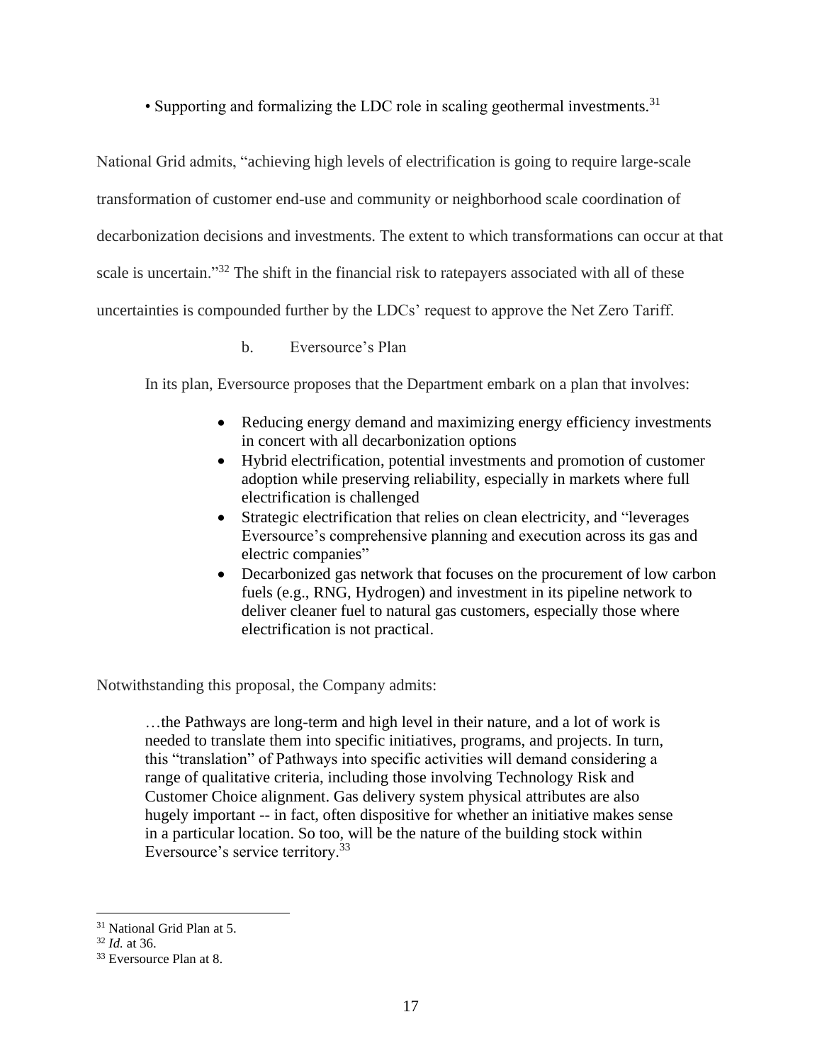• Supporting and formalizing the LDC role in scaling geothermal investments.[31]

National Grid admits, "achieving high levels of electrification is going to require large-scale transformation of customer end-use and community or neighborhood scale coordination of decarbonization decisions and investments. The extent to which transformations can occur at that scale is uncertain."[32] The shift in the financial risk to ratepayers associated with all of these uncertainties is compounded further by the LDCs' request to approve the Net Zero Tariff.

b. Eversource's Plan

In its plan, Eversource proposes that the Department embark on a plan that involves:

- Reducing energy demand and maximizing energy efficiency investments in concert with all decarbonization options
- Hybrid electrification, potential investments and promotion of customer adoption while preserving reliability, especially in markets where full electrification is challenged
- Strategic electrification that relies on clean electricity, and "leverages Eversource's comprehensive planning and execution across its gas and electric companies"
- Decarbonized gas network that focuses on the procurement of low carbon fuels (e.g., RNG, Hydrogen) and investment in its pipeline network to deliver cleaner fuel to natural gas customers, especially those where electrification is not practical.

Notwithstanding this proposal, the Company admits:

> …the Pathways are long-term and high level in their nature, and a lot of work is needed to translate them into specific initiatives, programs, and projects. In turn, this "translation" of Pathways into specific activities will demand considering a range of qualitative criteria, including those involving Technology Risk and Customer Choice alignment. Gas delivery system physical attributes are also hugely important -- in fact, often dispositive for whether an initiative makes sense in a particular location. So too, will be the nature of the building stock within Eversource's service territory.[33]

---

[31] National Grid Plan at 5.

[32] *Id.* at 36.

[33] Eversource Plan at 8.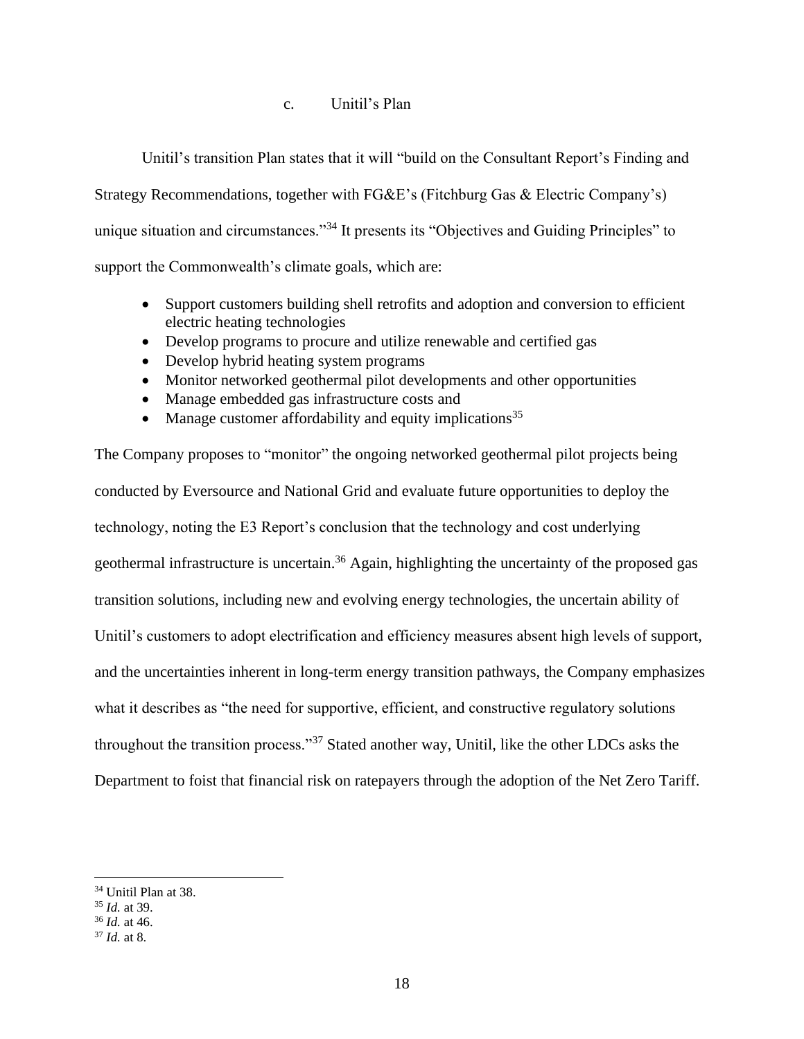### c. Unitil's Plan

Unitil's transition Plan states that it will "build on the Consultant Report's Finding and Strategy Recommendations, together with FG&E's (Fitchburg Gas & Electric Company's) unique situation and circumstances."[34] It presents its "Objectives and Guiding Principles" to support the Commonwealth's climate goals, which are:

- Support customers building shell retrofits and adoption and conversion to efficient electric heating technologies
- Develop programs to procure and utilize renewable and certified gas
- Develop hybrid heating system programs
- Monitor networked geothermal pilot developments and other opportunities
- Manage embedded gas infrastructure costs and
- Manage customer affordability and equity implications[35]

The Company proposes to "monitor" the ongoing networked geothermal pilot projects being conducted by Eversource and National Grid and evaluate future opportunities to deploy the technology, noting the E3 Report's conclusion that the technology and cost underlying geothermal infrastructure is uncertain.[36] Again, highlighting the uncertainty of the proposed gas transition solutions, including new and evolving energy technologies, the uncertain ability of Unitil's customers to adopt electrification and efficiency measures absent high levels of support, and the uncertainties inherent in long-term energy transition pathways, the Company emphasizes what it describes as "the need for supportive, efficient, and constructive regulatory solutions throughout the transition process."[37] Stated another way, Unitil, like the other LDCs asks the Department to foist that financial risk on ratepayers through the adoption of the Net Zero Tariff.

---

[34] Unitil Plan at 38.

[35] *Id.* at 39.

[36] *Id.* at 46.

[37] *Id.* at 8.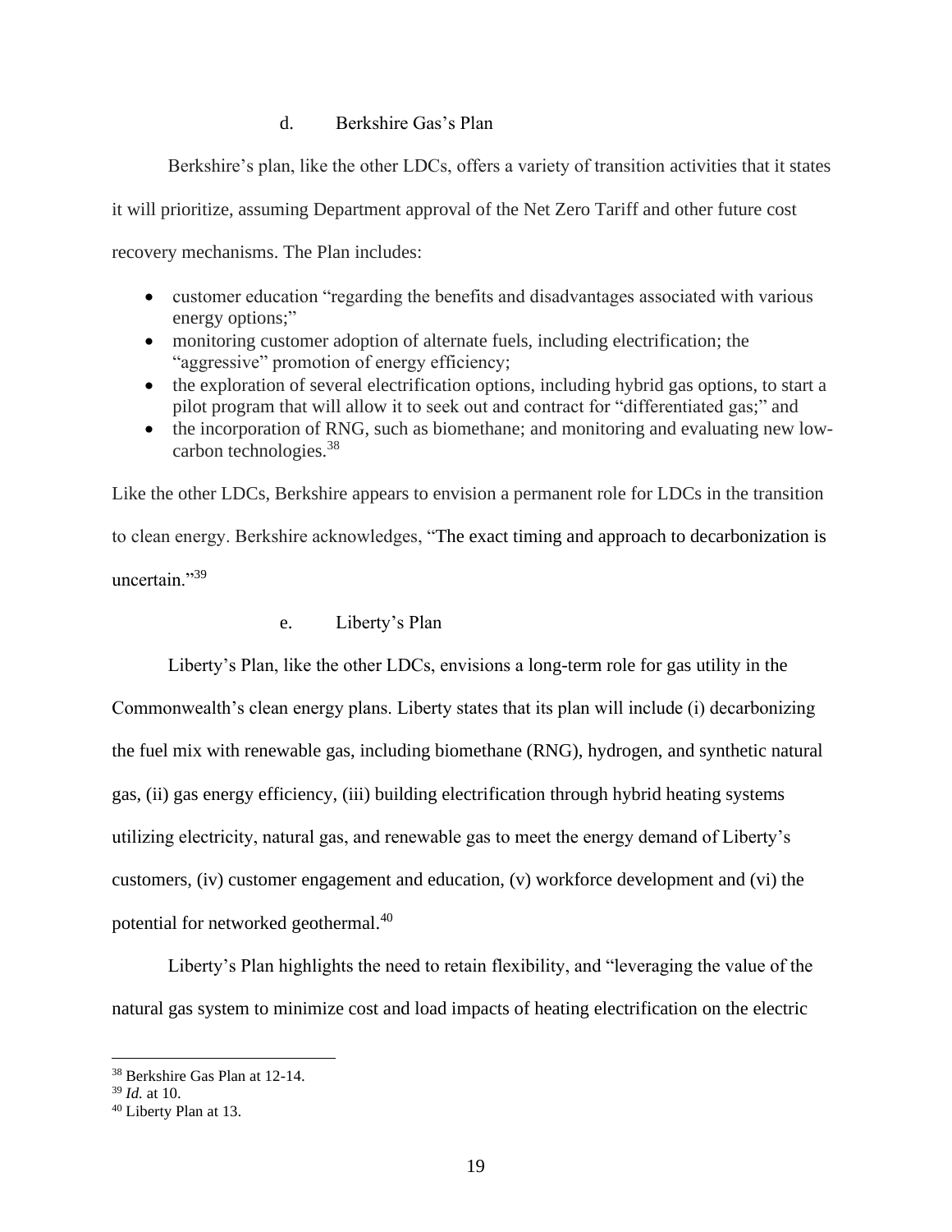#### d. Berkshire Gas's Plan

Berkshire's plan, like the other LDCs, offers a variety of transition activities that it states it will prioritize, assuming Department approval of the Net Zero Tariff and other future cost recovery mechanisms. The Plan includes:

- customer education "regarding the benefits and disadvantages associated with various energy options;"
- monitoring customer adoption of alternate fuels, including electrification; the "aggressive" promotion of energy efficiency;
- the exploration of several electrification options, including hybrid gas options, to start a pilot program that will allow it to seek out and contract for "differentiated gas;" and
- the incorporation of RNG, such as biomethane; and monitoring and evaluating new low-carbon technologies.[38]

Like the other LDCs, Berkshire appears to envision a permanent role for LDCs in the transition to clean energy. Berkshire acknowledges, "The exact timing and approach to decarbonization is uncertain."[39]

#### e. Liberty's Plan

Liberty's Plan, like the other LDCs, envisions a long-term role for gas utility in the Commonwealth's clean energy plans. Liberty states that its plan will include (i) decarbonizing the fuel mix with renewable gas, including biomethane (RNG), hydrogen, and synthetic natural gas, (ii) gas energy efficiency, (iii) building electrification through hybrid heating systems utilizing electricity, natural gas, and renewable gas to meet the energy demand of Liberty's customers, (iv) customer engagement and education, (v) workforce development and (vi) the potential for networked geothermal.[40]

Liberty's Plan highlights the need to retain flexibility, and "leveraging the value of the natural gas system to minimize cost and load impacts of heating electrification on the electric

---

[38] Berkshire Gas Plan at 12-14.

[39] *Id.* at 10.

[40] Liberty Plan at 13.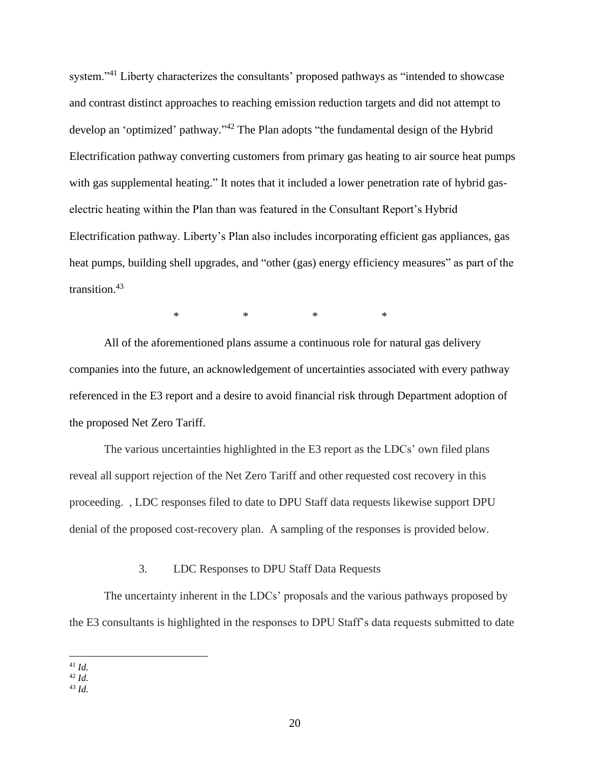system."[41] Liberty characterizes the consultants' proposed pathways as "intended to showcase and contrast distinct approaches to reaching emission reduction targets and did not attempt to develop an 'optimized' pathway."[42] The Plan adopts "the fundamental design of the Hybrid Electrification pathway converting customers from primary gas heating to air source heat pumps with gas supplemental heating." It notes that it included a lower penetration rate of hybrid gas-electric heating within the Plan than was featured in the Consultant Report's Hybrid Electrification pathway. Liberty's Plan also includes incorporating efficient gas appliances, gas heat pumps, building shell upgrades, and "other (gas) energy efficiency measures" as part of the transition.[43]

\* \* \* \*

All of the aforementioned plans assume a continuous role for natural gas delivery companies into the future, an acknowledgement of uncertainties associated with every pathway referenced in the E3 report and a desire to avoid financial risk through Department adoption of the proposed Net Zero Tariff.

The various uncertainties highlighted in the E3 report as the LDCs' own filed plans reveal all support rejection of the Net Zero Tariff and other requested cost recovery in this proceeding. , LDC responses filed to date to DPU Staff data requests likewise support DPU denial of the proposed cost-recovery plan. A sampling of the responses is provided below.

### 3. LDC Responses to DPU Staff Data Requests

The uncertainty inherent in the LDCs' proposals and the various pathways proposed by the E3 consultants is highlighted in the responses to DPU Staff's data requests submitted to date

---

[41] *Id.*
[42] *Id.*
[43] *Id.*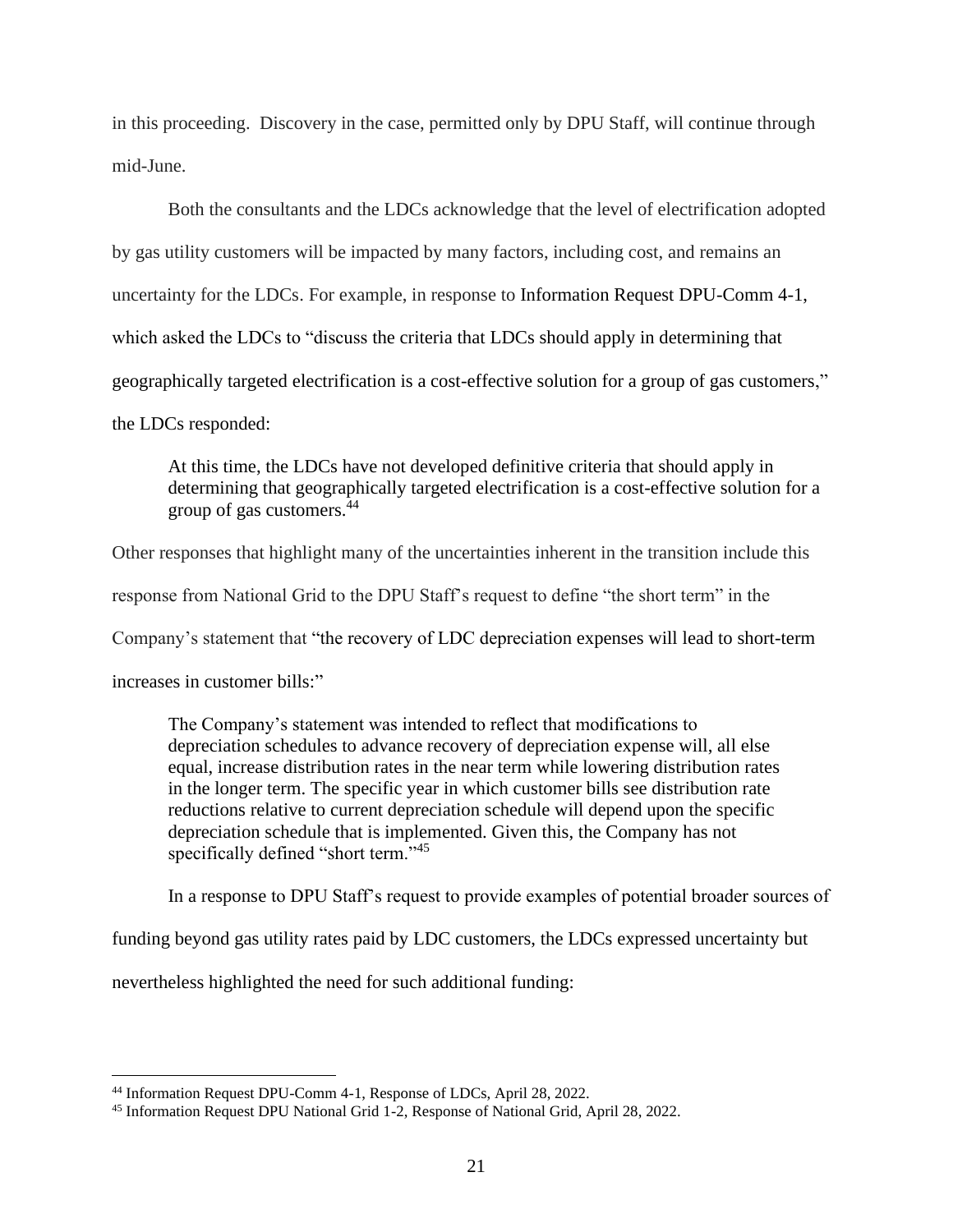in this proceeding. Discovery in the case, permitted only by DPU Staff, will continue through mid-June.

Both the consultants and the LDCs acknowledge that the level of electrification adopted by gas utility customers will be impacted by many factors, including cost, and remains an uncertainty for the LDCs. For example, in response to Information Request DPU-Comm 4-1, which asked the LDCs to "discuss the criteria that LDCs should apply in determining that geographically targeted electrification is a cost-effective solution for a group of gas customers," the LDCs responded:

> At this time, the LDCs have not developed definitive criteria that should apply in determining that geographically targeted electrification is a cost-effective solution for a group of gas customers.[44]

Other responses that highlight many of the uncertainties inherent in the transition include this response from National Grid to the DPU Staff's request to define "the short term" in the Company's statement that "the recovery of LDC depreciation expenses will lead to short-term increases in customer bills:"

> The Company's statement was intended to reflect that modifications to depreciation schedules to advance recovery of depreciation expense will, all else equal, increase distribution rates in the near term while lowering distribution rates in the longer term. The specific year in which customer bills see distribution rate reductions relative to current depreciation schedule will depend upon the specific depreciation schedule that is implemented. Given this, the Company has not specifically defined "short term."[45]

In a response to DPU Staff's request to provide examples of potential broader sources of funding beyond gas utility rates paid by LDC customers, the LDCs expressed uncertainty but nevertheless highlighted the need for such additional funding:

---

[44] Information Request DPU-Comm 4-1, Response of LDCs, April 28, 2022.

[45] Information Request DPU National Grid 1-2, Response of National Grid, April 28, 2022.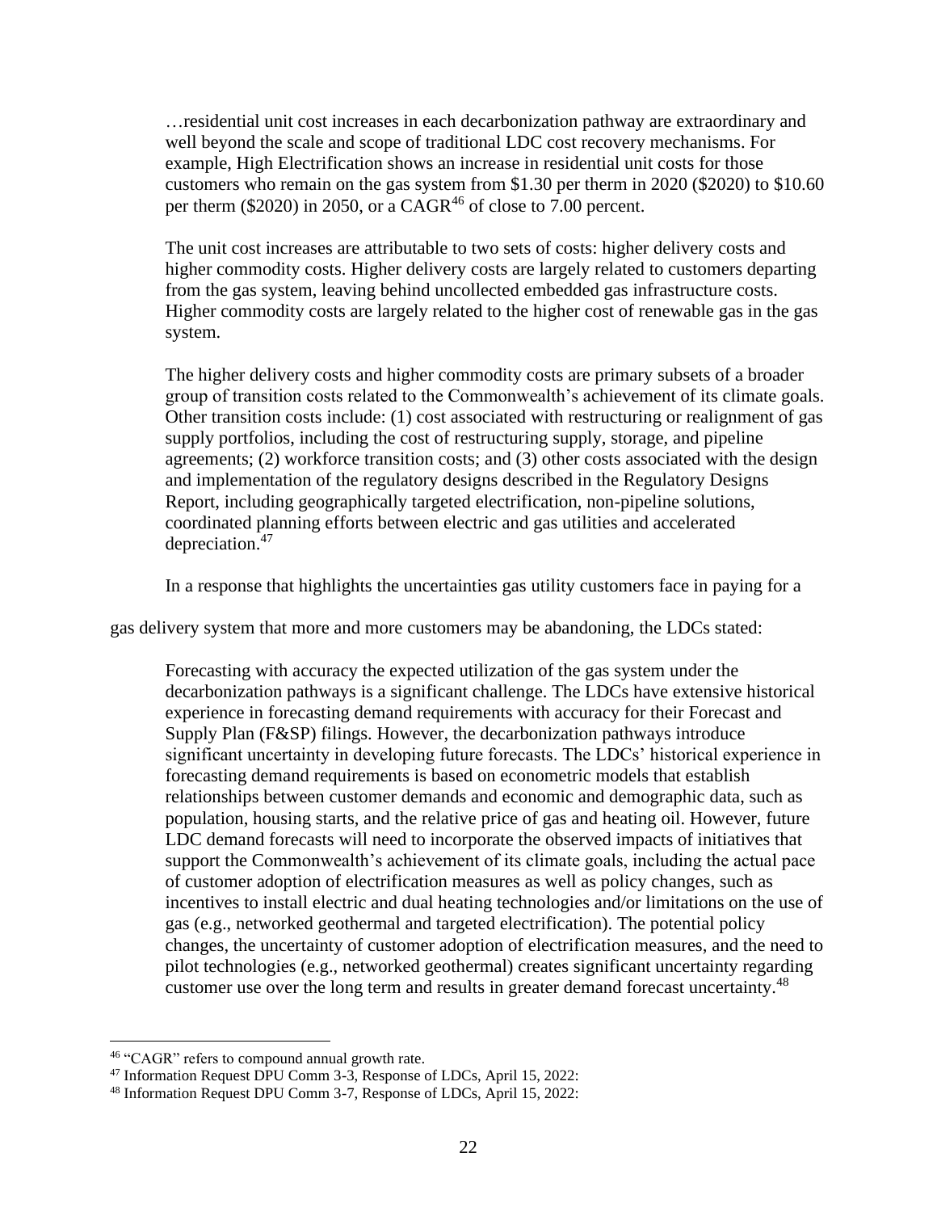> …residential unit cost increases in each decarbonization pathway are extraordinary and well beyond the scale and scope of traditional LDC cost recovery mechanisms. For example, High Electrification shows an increase in residential unit costs for those customers who remain on the gas system from $1.30 per therm in 2020 ($2020) to $10.60 per therm ($2020) in 2050, or a CAGR[46] of close to 7.00 percent.
>
> The unit cost increases are attributable to two sets of costs: higher delivery costs and higher commodity costs. Higher delivery costs are largely related to customers departing from the gas system, leaving behind uncollected embedded gas infrastructure costs. Higher commodity costs are largely related to the higher cost of renewable gas in the gas system.
>
> The higher delivery costs and higher commodity costs are primary subsets of a broader group of transition costs related to the Commonwealth's achievement of its climate goals. Other transition costs include: (1) cost associated with restructuring or realignment of gas supply portfolios, including the cost of restructuring supply, storage, and pipeline agreements; (2) workforce transition costs; and (3) other costs associated with the design and implementation of the regulatory designs described in the Regulatory Designs Report, including geographically targeted electrification, non-pipeline solutions, coordinated planning efforts between electric and gas utilities and accelerated depreciation.[47]

In a response that highlights the uncertainties gas utility customers face in paying for a gas delivery system that more and more customers may be abandoning, the LDCs stated:

> Forecasting with accuracy the expected utilization of the gas system under the decarbonization pathways is a significant challenge. The LDCs have extensive historical experience in forecasting demand requirements with accuracy for their Forecast and Supply Plan (F&SP) filings. However, the decarbonization pathways introduce significant uncertainty in developing future forecasts. The LDCs' historical experience in forecasting demand requirements is based on econometric models that establish relationships between customer demands and economic and demographic data, such as population, housing starts, and the relative price of gas and heating oil. However, future LDC demand forecasts will need to incorporate the observed impacts of initiatives that support the Commonwealth's achievement of its climate goals, including the actual pace of customer adoption of electrification measures as well as policy changes, such as incentives to install electric and dual heating technologies and/or limitations on the use of gas (e.g., networked geothermal and targeted electrification). The potential policy changes, the uncertainty of customer adoption of electrification measures, and the need to pilot technologies (e.g., networked geothermal) creates significant uncertainty regarding customer use over the long term and results in greater demand forecast uncertainty.[48]

---

[46] "CAGR" refers to compound annual growth rate.

[47] Information Request DPU Comm 3-3, Response of LDCs, April 15, 2022:

[48] Information Request DPU Comm 3-7, Response of LDCs, April 15, 2022: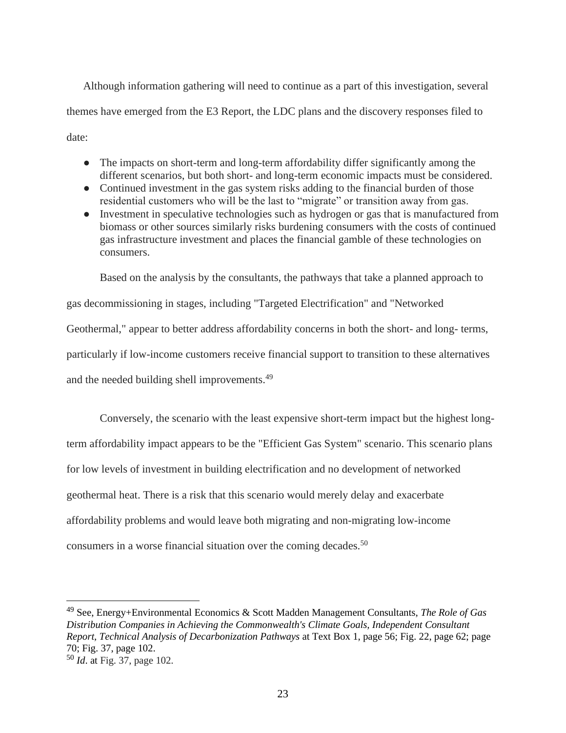Although information gathering will need to continue as a part of this investigation, several themes have emerged from the E3 Report, the LDC plans and the discovery responses filed to date:

- The impacts on short-term and long-term affordability differ significantly among the different scenarios, but both short- and long-term economic impacts must be considered.
- Continued investment in the gas system risks adding to the financial burden of those residential customers who will be the last to "migrate" or transition away from gas.
- Investment in speculative technologies such as hydrogen or gas that is manufactured from biomass or other sources similarly risks burdening consumers with the costs of continued gas infrastructure investment and places the financial gamble of these technologies on consumers.

Based on the analysis by the consultants, the pathways that take a planned approach to gas decommissioning in stages, including "Targeted Electrification" and "Networked Geothermal," appear to better address affordability concerns in both the short- and long- terms, particularly if low-income customers receive financial support to transition to these alternatives and the needed building shell improvements.[49]

Conversely, the scenario with the least expensive short-term impact but the highest long-term affordability impact appears to be the "Efficient Gas System" scenario. This scenario plans for low levels of investment in building electrification and no development of networked geothermal heat. There is a risk that this scenario would merely delay and exacerbate affordability problems and would leave both migrating and non-migrating low-income consumers in a worse financial situation over the coming decades.[50]

---

[49] See, Energy+Environmental Economics & Scott Madden Management Consultants, *The Role of Gas Distribution Companies in Achieving the Commonwealth's Climate Goals, Independent Consultant Report, Technical Analysis of Decarbonization Pathways* at Text Box 1, page 56; Fig. 22, page 62; page 70; Fig. 37, page 102.

[50] *Id*. at Fig. 37, page 102.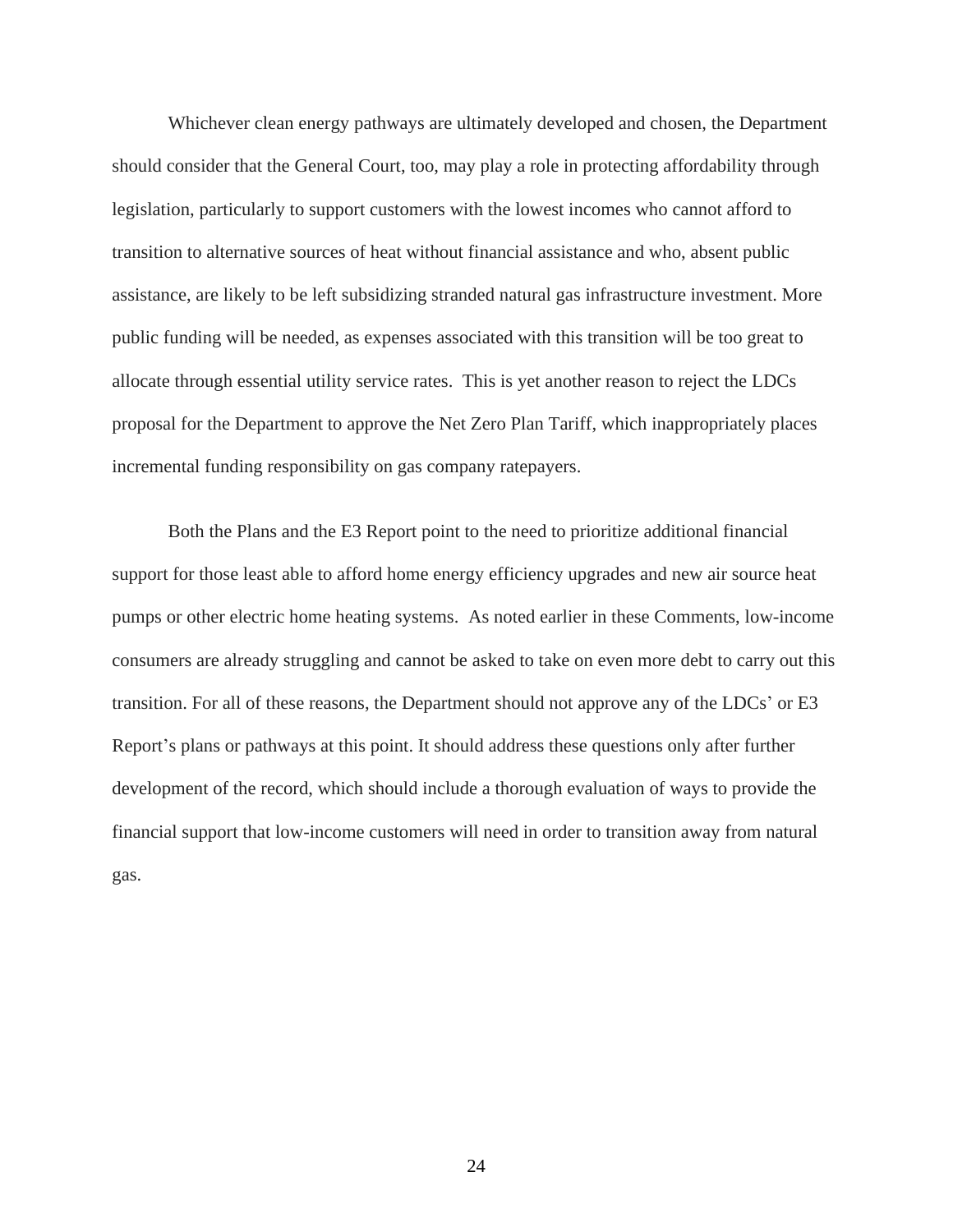Whichever clean energy pathways are ultimately developed and chosen, the Department should consider that the General Court, too, may play a role in protecting affordability through legislation, particularly to support customers with the lowest incomes who cannot afford to transition to alternative sources of heat without financial assistance and who, absent public assistance, are likely to be left subsidizing stranded natural gas infrastructure investment. More public funding will be needed, as expenses associated with this transition will be too great to allocate through essential utility service rates. This is yet another reason to reject the LDCs proposal for the Department to approve the Net Zero Plan Tariff, which inappropriately places incremental funding responsibility on gas company ratepayers.

Both the Plans and the E3 Report point to the need to prioritize additional financial support for those least able to afford home energy efficiency upgrades and new air source heat pumps or other electric home heating systems. As noted earlier in these Comments, low-income consumers are already struggling and cannot be asked to take on even more debt to carry out this transition. For all of these reasons, the Department should not approve any of the LDCs' or E3 Report's plans or pathways at this point. It should address these questions only after further development of the record, which should include a thorough evaluation of ways to provide the financial support that low-income customers will need in order to transition away from natural gas.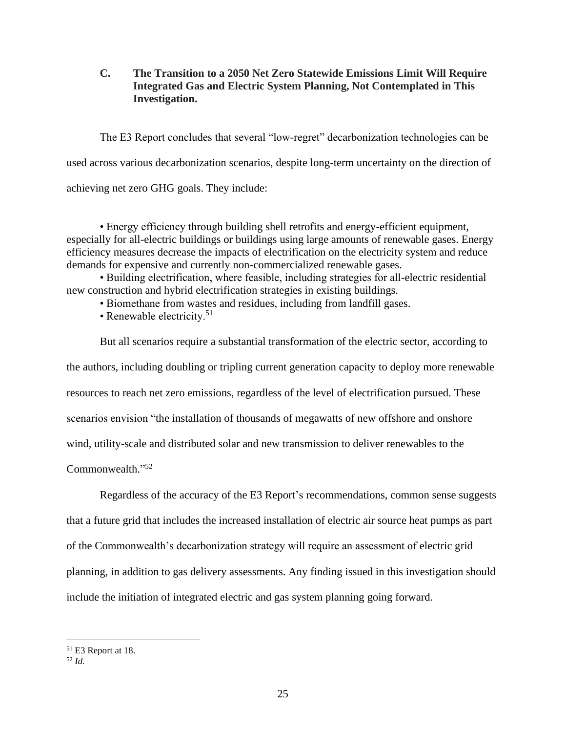### C. The Transition to a 2050 Net Zero Statewide Emissions Limit Will Require Integrated Gas and Electric System Planning, Not Contemplated in This Investigation.

The E3 Report concludes that several "low-regret" decarbonization technologies can be used across various decarbonization scenarios, despite long-term uncertainty on the direction of achieving net zero GHG goals. They include:

- Energy efficiency through building shell retrofits and energy-efficient equipment, especially for all-electric buildings or buildings using large amounts of renewable gases. Energy efficiency measures decrease the impacts of electrification on the electricity system and reduce demands for expensive and currently non-commercialized renewable gases.
- Building electrification, where feasible, including strategies for all-electric residential new construction and hybrid electrification strategies in existing buildings.
- Biomethane from wastes and residues, including from landfill gases.
- Renewable electricity.[51]

But all scenarios require a substantial transformation of the electric sector, according to the authors, including doubling or tripling current generation capacity to deploy more renewable resources to reach net zero emissions, regardless of the level of electrification pursued. These scenarios envision "the installation of thousands of megawatts of new offshore and onshore wind, utility-scale and distributed solar and new transmission to deliver renewables to the Commonwealth."[52]

Regardless of the accuracy of the E3 Report's recommendations, common sense suggests that a future grid that includes the increased installation of electric air source heat pumps as part of the Commonwealth's decarbonization strategy will require an assessment of electric grid planning, in addition to gas delivery assessments. Any finding issued in this investigation should include the initiation of integrated electric and gas system planning going forward.

---

[51] E3 Report at 18.

[52] *Id.*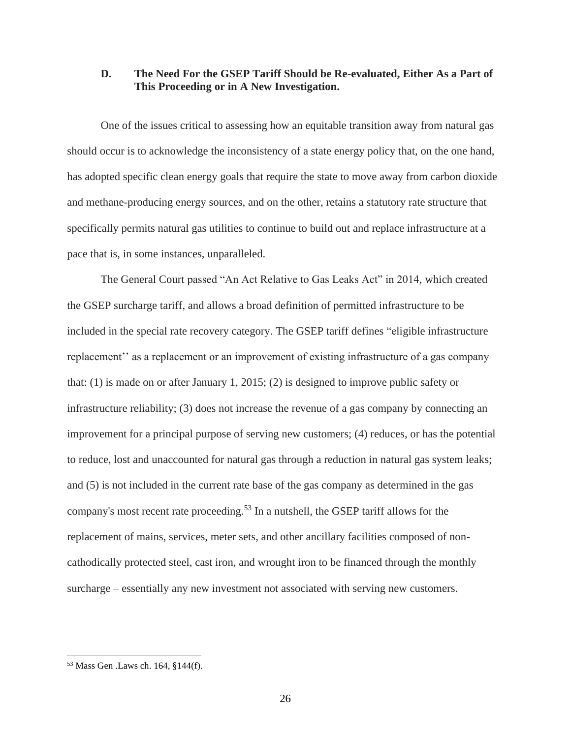### D. The Need For the GSEP Tariff Should be Re-evaluated, Either As a Part of This Proceeding or in A New Investigation.

One of the issues critical to assessing how an equitable transition away from natural gas should occur is to acknowledge the inconsistency of a state energy policy that, on the one hand, has adopted specific clean energy goals that require the state to move away from carbon dioxide and methane-producing energy sources, and on the other, retains a statutory rate structure that specifically permits natural gas utilities to continue to build out and replace infrastructure at a pace that is, in some instances, unparalleled.

The General Court passed "An Act Relative to Gas Leaks Act" in 2014, which created the GSEP surcharge tariff, and allows a broad definition of permitted infrastructure to be included in the special rate recovery category. The GSEP tariff defines "eligible infrastructure replacement'' as a replacement or an improvement of existing infrastructure of a gas company that: (1) is made on or after January 1, 2015; (2) is designed to improve public safety or infrastructure reliability; (3) does not increase the revenue of a gas company by connecting an improvement for a principal purpose of serving new customers; (4) reduces, or has the potential to reduce, lost and unaccounted for natural gas through a reduction in natural gas system leaks; and (5) is not included in the current rate base of the gas company as determined in the gas company's most recent rate proceeding.[53] In a nutshell, the GSEP tariff allows for the replacement of mains, services, meter sets, and other ancillary facilities composed of non-cathodically protected steel, cast iron, and wrought iron to be financed through the monthly surcharge – essentially any new investment not associated with serving new customers.

---

[53] Mass Gen .Laws ch. 164, §144(f).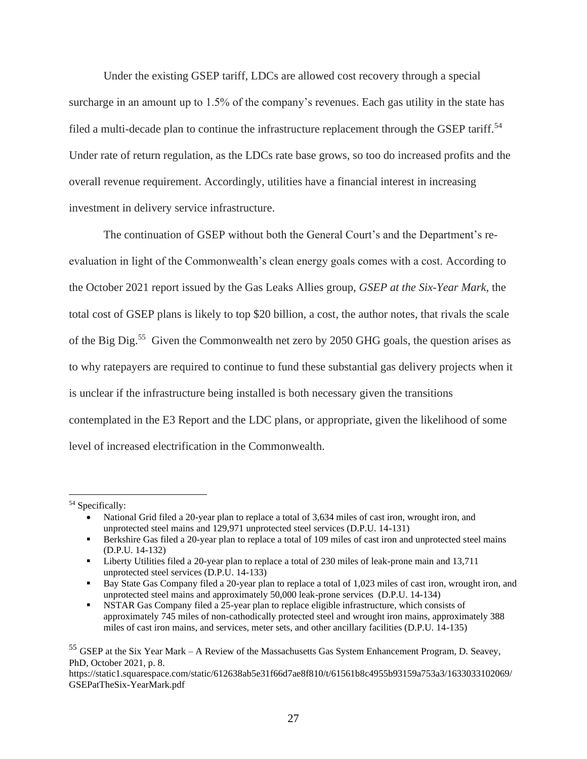Under the existing GSEP tariff, LDCs are allowed cost recovery through a special surcharge in an amount up to 1.5% of the company's revenues. Each gas utility in the state has filed a multi-decade plan to continue the infrastructure replacement through the GSEP tariff.[54] Under rate of return regulation, as the LDCs rate base grows, so too do increased profits and the overall revenue requirement. Accordingly, utilities have a financial interest in increasing investment in delivery service infrastructure.

The continuation of GSEP without both the General Court's and the Department's re-evaluation in light of the Commonwealth's clean energy goals comes with a cost. According to the October 2021 report issued by the Gas Leaks Allies group, *GSEP at the Six-Year Mark*, the total cost of GSEP plans is likely to top $20 billion, a cost, the author notes, that rivals the scale of the Big Dig.[55] Given the Commonwealth net zero by 2050 GHG goals, the question arises as to why ratepayers are required to continue to fund these substantial gas delivery projects when it is unclear if the infrastructure being installed is both necessary given the transitions contemplated in the E3 Report and the LDC plans, or appropriate, given the likelihood of some level of increased electrification in the Commonwealth.

---

[54] Specifically:

- National Grid filed a 20-year plan to replace a total of 3,634 miles of cast iron, wrought iron, and unprotected steel mains and 129,971 unprotected steel services (D.P.U. 14-131)
- Berkshire Gas filed a 20-year plan to replace a total of 109 miles of cast iron and unprotected steel mains (D.P.U. 14-132)
- Liberty Utilities filed a 20-year plan to replace a total of 230 miles of leak-prone main and 13,711 unprotected steel services (D.P.U. 14-133)
- Bay State Gas Company filed a 20-year plan to replace a total of 1,023 miles of cast iron, wrought iron, and unprotected steel mains and approximately 50,000 leak-prone services (D.P.U. 14-134)
- NSTAR Gas Company filed a 25-year plan to replace eligible infrastructure, which consists of approximately 745 miles of non-cathodically protected steel and wrought iron mains, approximately 388 miles of cast iron mains, and services, meter sets, and other ancillary facilities (D.P.U. 14-135)

[55] GSEP at the Six Year Mark – A Review of the Massachusetts Gas System Enhancement Program, D. Seavey, PhD, October 2021, p. 8.
https://static1.squarespace.com/static/612638ab5e31f66d7ae8f810/t/61561b8c4955b93159a753a3/1633033102069/GSEPatTheSix-YearMark.pdf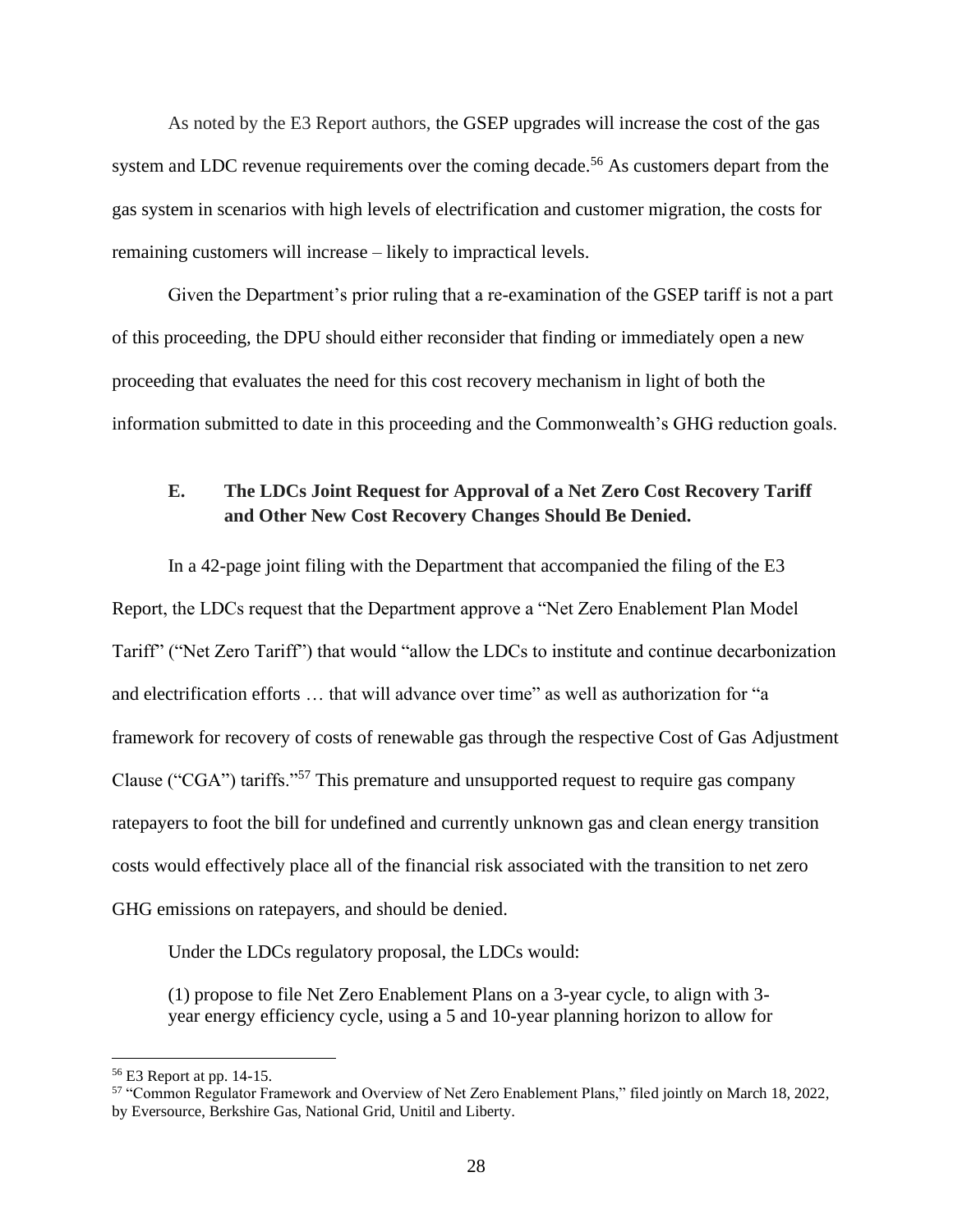As noted by the E3 Report authors, the GSEP upgrades will increase the cost of the gas system and LDC revenue requirements over the coming decade.[56] As customers depart from the gas system in scenarios with high levels of electrification and customer migration, the costs for remaining customers will increase – likely to impractical levels.

Given the Department's prior ruling that a re-examination of the GSEP tariff is not a part of this proceeding, the DPU should either reconsider that finding or immediately open a new proceeding that evaluates the need for this cost recovery mechanism in light of both the information submitted to date in this proceeding and the Commonwealth's GHG reduction goals.

### E. The LDCs Joint Request for Approval of a Net Zero Cost Recovery Tariff and Other New Cost Recovery Changes Should Be Denied.

In a 42-page joint filing with the Department that accompanied the filing of the E3 Report, the LDCs request that the Department approve a "Net Zero Enablement Plan Model Tariff" ("Net Zero Tariff") that would "allow the LDCs to institute and continue decarbonization and electrification efforts … that will advance over time" as well as authorization for "a framework for recovery of costs of renewable gas through the respective Cost of Gas Adjustment Clause ("CGA") tariffs."[57] This premature and unsupported request to require gas company ratepayers to foot the bill for undefined and currently unknown gas and clean energy transition costs would effectively place all of the financial risk associated with the transition to net zero GHG emissions on ratepayers, and should be denied.

Under the LDCs regulatory proposal, the LDCs would:

> (1) propose to file Net Zero Enablement Plans on a 3-year cycle, to align with 3-year energy efficiency cycle, using a 5 and 10-year planning horizon to allow for

---

[56] E3 Report at pp. 14-15.

[57] "Common Regulator Framework and Overview of Net Zero Enablement Plans," filed jointly on March 18, 2022, by Eversource, Berkshire Gas, National Grid, Unitil and Liberty.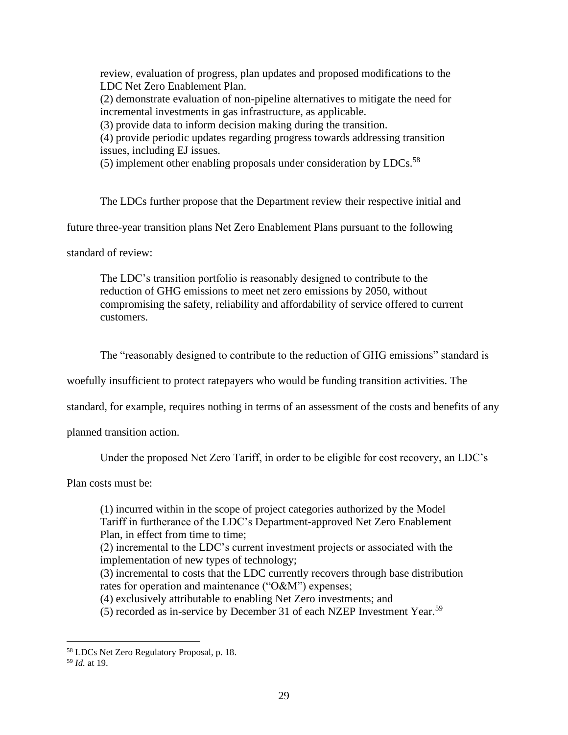> review, evaluation of progress, plan updates and proposed modifications to the LDC Net Zero Enablement Plan.
> (2) demonstrate evaluation of non-pipeline alternatives to mitigate the need for incremental investments in gas infrastructure, as applicable.
> (3) provide data to inform decision making during the transition.
> (4) provide periodic updates regarding progress towards addressing transition issues, including EJ issues.
> (5) implement other enabling proposals under consideration by LDCs.[58]

The LDCs further propose that the Department review their respective initial and future three-year transition plans Net Zero Enablement Plans pursuant to the following standard of review:

> The LDC's transition portfolio is reasonably designed to contribute to the reduction of GHG emissions to meet net zero emissions by 2050, without compromising the safety, reliability and affordability of service offered to current customers.

The "reasonably designed to contribute to the reduction of GHG emissions" standard is woefully insufficient to protect ratepayers who would be funding transition activities. The standard, for example, requires nothing in terms of an assessment of the costs and benefits of any planned transition action.

Under the proposed Net Zero Tariff, in order to be eligible for cost recovery, an LDC's Plan costs must be:

> (1) incurred within in the scope of project categories authorized by the Model Tariff in furtherance of the LDC's Department-approved Net Zero Enablement Plan, in effect from time to time;
> (2) incremental to the LDC's current investment projects or associated with the implementation of new types of technology;
> (3) incremental to costs that the LDC currently recovers through base distribution rates for operation and maintenance ("O&M") expenses;
> (4) exclusively attributable to enabling Net Zero investments; and
> (5) recorded as in-service by December 31 of each NZEP Investment Year.[59]

---

[58] LDCs Net Zero Regulatory Proposal, p. 18.
[59] *Id.* at 19.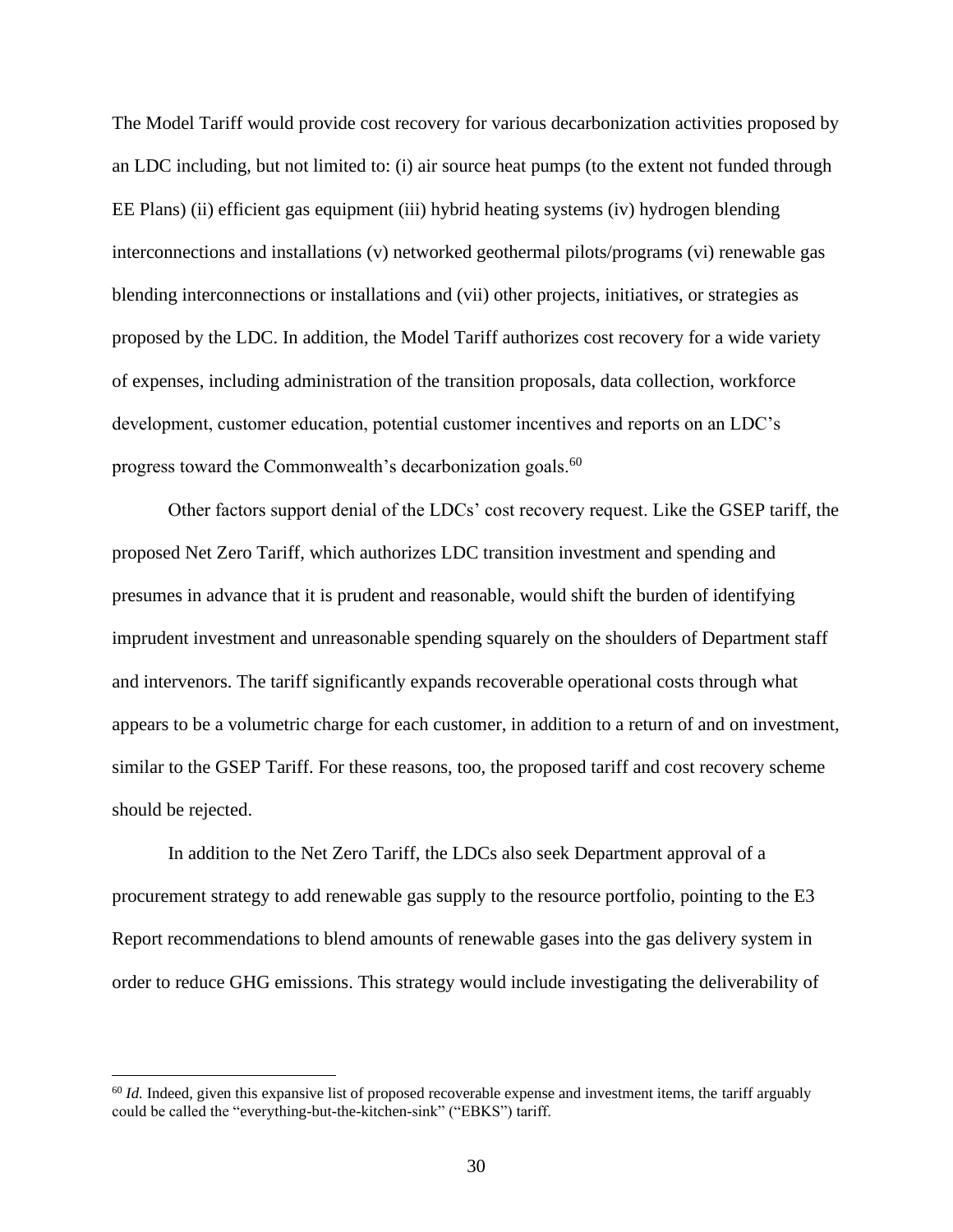The Model Tariff would provide cost recovery for various decarbonization activities proposed by an LDC including, but not limited to: (i) air source heat pumps (to the extent not funded through EE Plans) (ii) efficient gas equipment (iii) hybrid heating systems (iv) hydrogen blending interconnections and installations (v) networked geothermal pilots/programs (vi) renewable gas blending interconnections or installations and (vii) other projects, initiatives, or strategies as proposed by the LDC. In addition, the Model Tariff authorizes cost recovery for a wide variety of expenses, including administration of the transition proposals, data collection, workforce development, customer education, potential customer incentives and reports on an LDC's progress toward the Commonwealth's decarbonization goals.[60]

Other factors support denial of the LDCs' cost recovery request. Like the GSEP tariff, the proposed Net Zero Tariff, which authorizes LDC transition investment and spending and presumes in advance that it is prudent and reasonable, would shift the burden of identifying imprudent investment and unreasonable spending squarely on the shoulders of Department staff and intervenors. The tariff significantly expands recoverable operational costs through what appears to be a volumetric charge for each customer, in addition to a return of and on investment, similar to the GSEP Tariff. For these reasons, too, the proposed tariff and cost recovery scheme should be rejected.

In addition to the Net Zero Tariff, the LDCs also seek Department approval of a procurement strategy to add renewable gas supply to the resource portfolio, pointing to the E3 Report recommendations to blend amounts of renewable gases into the gas delivery system in order to reduce GHG emissions. This strategy would include investigating the deliverability of

---

[60] *Id.* Indeed, given this expansive list of proposed recoverable expense and investment items, the tariff arguably could be called the "everything-but-the-kitchen-sink" ("EBKS") tariff.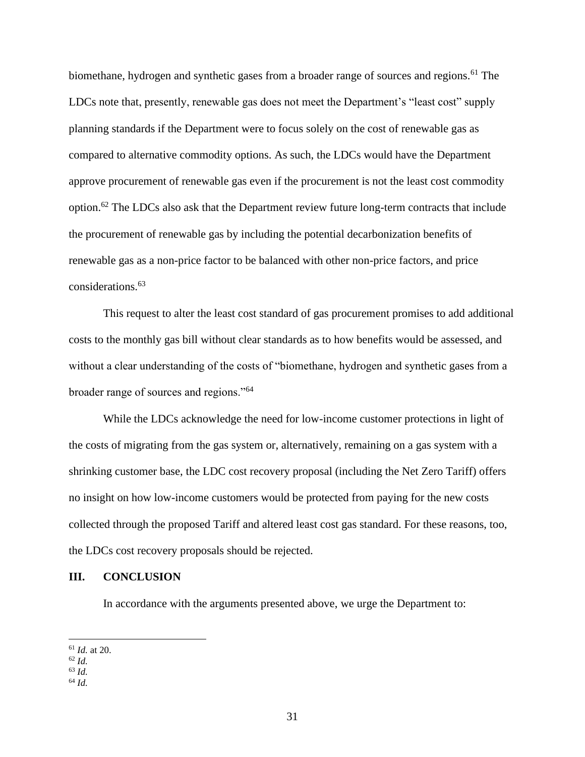biomethane, hydrogen and synthetic gases from a broader range of sources and regions.[61] The LDCs note that, presently, renewable gas does not meet the Department's "least cost" supply planning standards if the Department were to focus solely on the cost of renewable gas as compared to alternative commodity options. As such, the LDCs would have the Department approve procurement of renewable gas even if the procurement is not the least cost commodity option.[62] The LDCs also ask that the Department review future long-term contracts that include the procurement of renewable gas by including the potential decarbonization benefits of renewable gas as a non-price factor to be balanced with other non-price factors, and price considerations.[63]

This request to alter the least cost standard of gas procurement promises to add additional costs to the monthly gas bill without clear standards as to how benefits would be assessed, and without a clear understanding of the costs of "biomethane, hydrogen and synthetic gases from a broader range of sources and regions."[64]

While the LDCs acknowledge the need for low-income customer protections in light of the costs of migrating from the gas system or, alternatively, remaining on a gas system with a shrinking customer base, the LDC cost recovery proposal (including the Net Zero Tariff) offers no insight on how low-income customers would be protected from paying for the new costs collected through the proposed Tariff and altered least cost gas standard. For these reasons, too, the LDCs cost recovery proposals should be rejected.

## III. CONCLUSION

In accordance with the arguments presented above, we urge the Department to:

---

[61] *Id.* at 20.
[62] *Id.*
[63] *Id.*
[64] *Id.*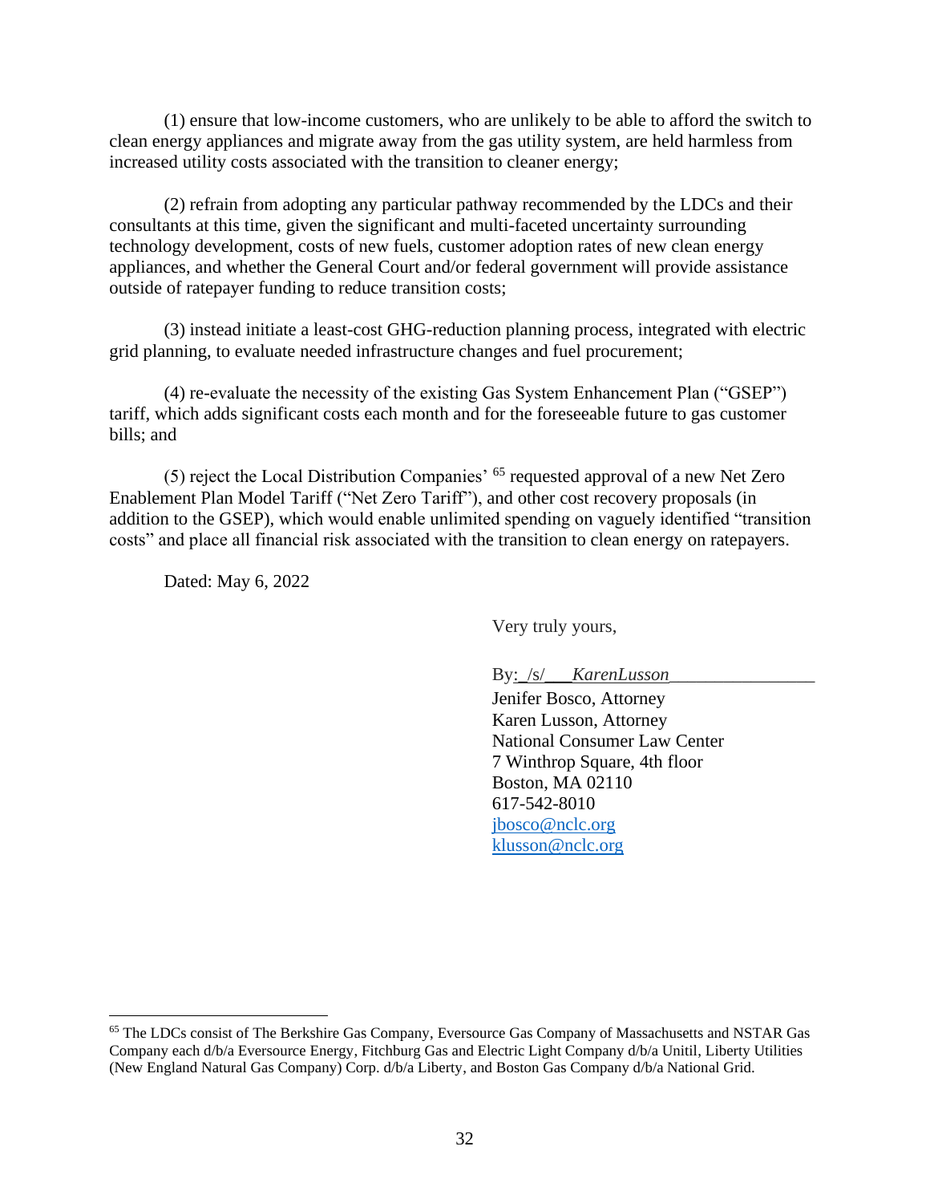(1) ensure that low-income customers, who are unlikely to be able to afford the switch to clean energy appliances and migrate away from the gas utility system, are held harmless from increased utility costs associated with the transition to cleaner energy;

(2) refrain from adopting any particular pathway recommended by the LDCs and their consultants at this time, given the significant and multi-faceted uncertainty surrounding technology development, costs of new fuels, customer adoption rates of new clean energy appliances, and whether the General Court and/or federal government will provide assistance outside of ratepayer funding to reduce transition costs;

(3) instead initiate a least-cost GHG-reduction planning process, integrated with electric grid planning, to evaluate needed infrastructure changes and fuel procurement;

(4) re-evaluate the necessity of the existing Gas System Enhancement Plan ("GSEP") tariff, which adds significant costs each month and for the foreseeable future to gas customer bills; and

(5) reject the Local Distribution Companies'[65] requested approval of a new Net Zero Enablement Plan Model Tariff ("Net Zero Tariff"), and other cost recovery proposals (in addition to the GSEP), which would enable unlimited spending on vaguely identified "transition costs" and place all financial risk associated with the transition to clean energy on ratepayers.

Dated: May 6, 2022

Very truly yours,

By: /s/ *KarenLusson*
Jenifer Bosco, Attorney
Karen Lusson, Attorney
National Consumer Law Center
7 Winthrop Square, 4th floor
Boston, MA 02110
617-542-8010
jbosco@nclc.org
klusson@nclc.org

---

[65] The LDCs consist of The Berkshire Gas Company, Eversource Gas Company of Massachusetts and NSTAR Gas Company each d/b/a Eversource Energy, Fitchburg Gas and Electric Light Company d/b/a Unitil, Liberty Utilities (New England Natural Gas Company) Corp. d/b/a Liberty, and Boston Gas Company d/b/a National Grid.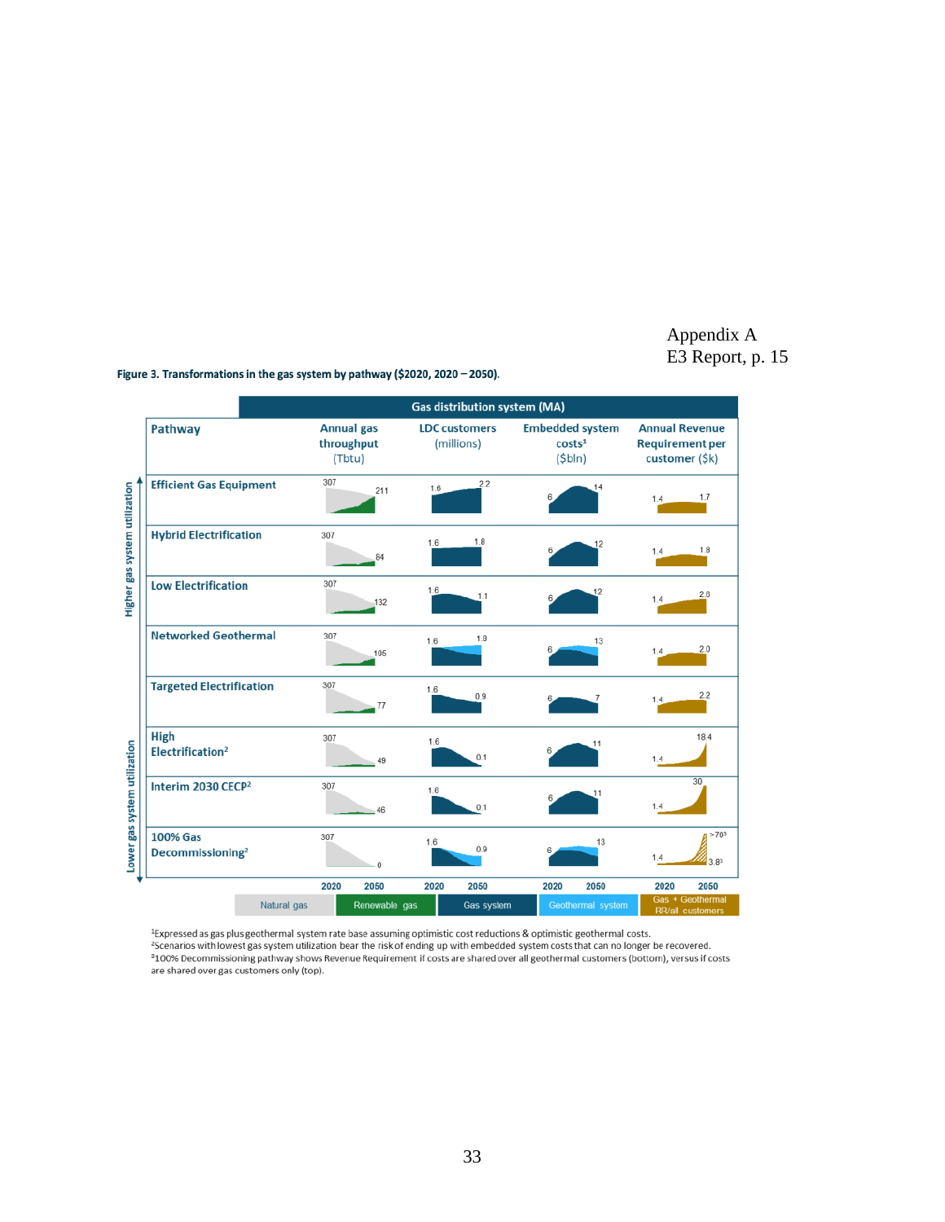Appendix A
E3 Report, p. 15

**Figure 3. Transformations in the gas system by pathway ($2020, 2020 – 2050).**

Gas distribution system (MA)

Pathway

Annual gas throughput (Tbtu)

LDC customers (millions)

Embedded system costs[1] ($bln)

Annual Revenue Requirement per customer ($k)

Higher gas system utilization

Lower gas system utilization

Efficient Gas Equipment
307 211
1.6 2.2
6 14
1.4 1.7

Hybrid Electrification
307 84
1.6 1.8
6 12
1.4 1.8

Low Electrification
307 132
1.6 1.1
6 12
1.4 2.6

Networked Geothermal
307 105
1.6 1.8
6 13
1.4 2.0

Targeted Electrification
307 77
1.6 0.9
6 7
1.4 2.2

High Electrification[2]
307 49
1.6 0.1
6 11
1.4 18.4

Interim 2030 CECP[2]
307 46
1.6 0.1
6 11
1.4 30

100% Gas Decommissioning[2]
307 0
1.6 0.9
6 13
1.4 >70[3] 3.8[3]

2020 2050

Natural gas

Renewable gas

Gas system

Geothermal system

Gas + Geothermal RR/all customers

[1]Expressed as gas plus geothermal system rate base assuming optimistic cost reductions & optimistic geothermal costs.
[2]Scenarios with lowest gas system utilization bear the risk of ending up with embedded system costs that can no longer be recovered.
[3]100% Decommissioning pathway shows Revenue Requirement if costs are shared over all geothermal customers (bottom), versus if costs are shared over gas customers only (top).